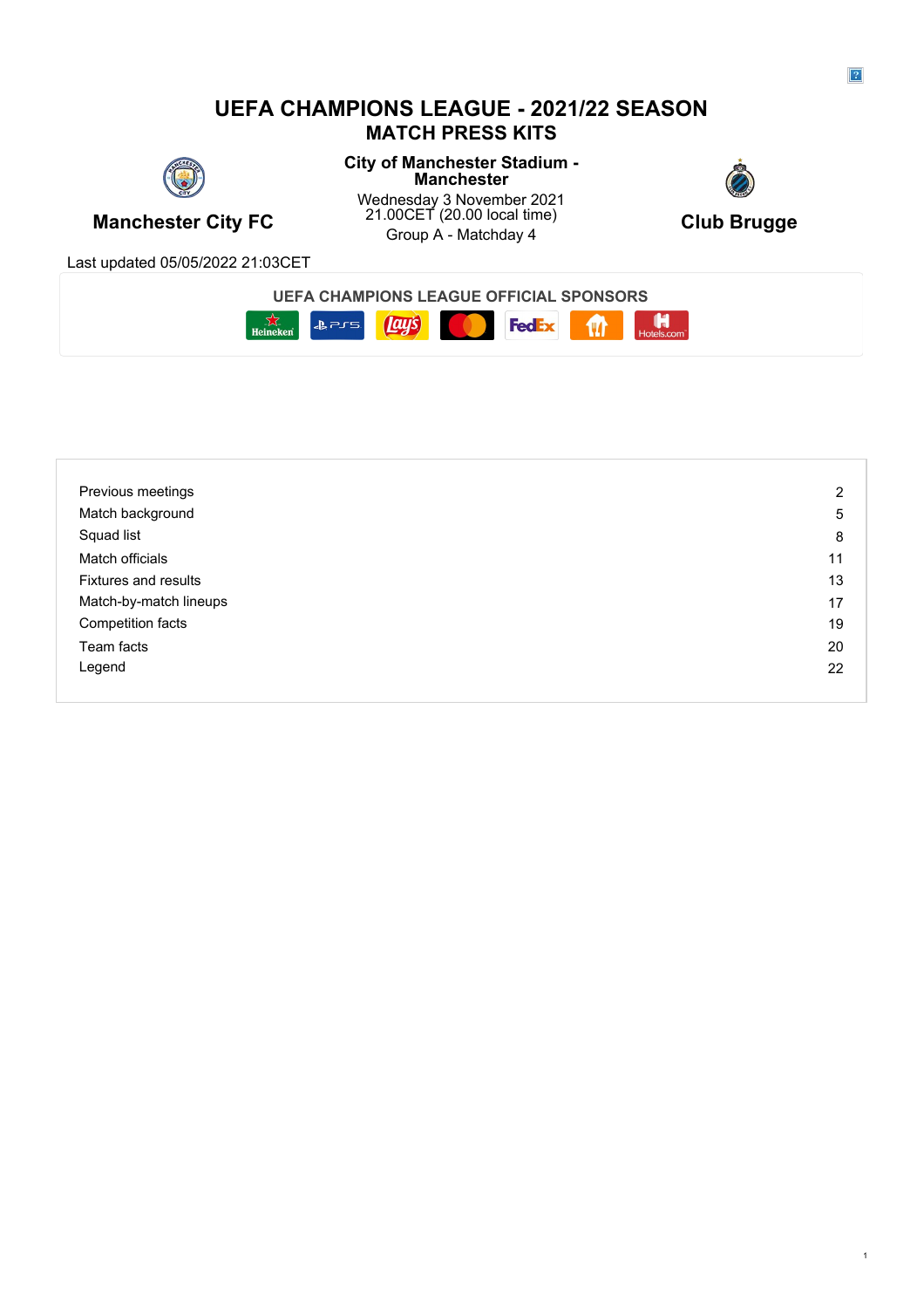# UEFA CHAMPIONS LEAGUE - 2021/22 SEASON

## MATCH PRESS KITS

**Manchester City FC**

**City of Manchester Stadium - Manchester**

Wednesday 3 November 2021
21.00CET (20.00 local time)
Group A - Matchday 4

**Club Brugge**

Last updated 05/05/2022 21:03CET

**UEFA CHAMPIONS LEAGUE OFFICIAL SPONSORS**

| | |
|---|---|
| Previous meetings | 2 |
| Match background | 5 |
| Squad list | 8 |
| Match officials | 11 |
| Fixtures and results | 13 |
| Match-by-match lineups | 17 |
| Competition facts | 19 |
| Team facts | 20 |
| Legend | 22 |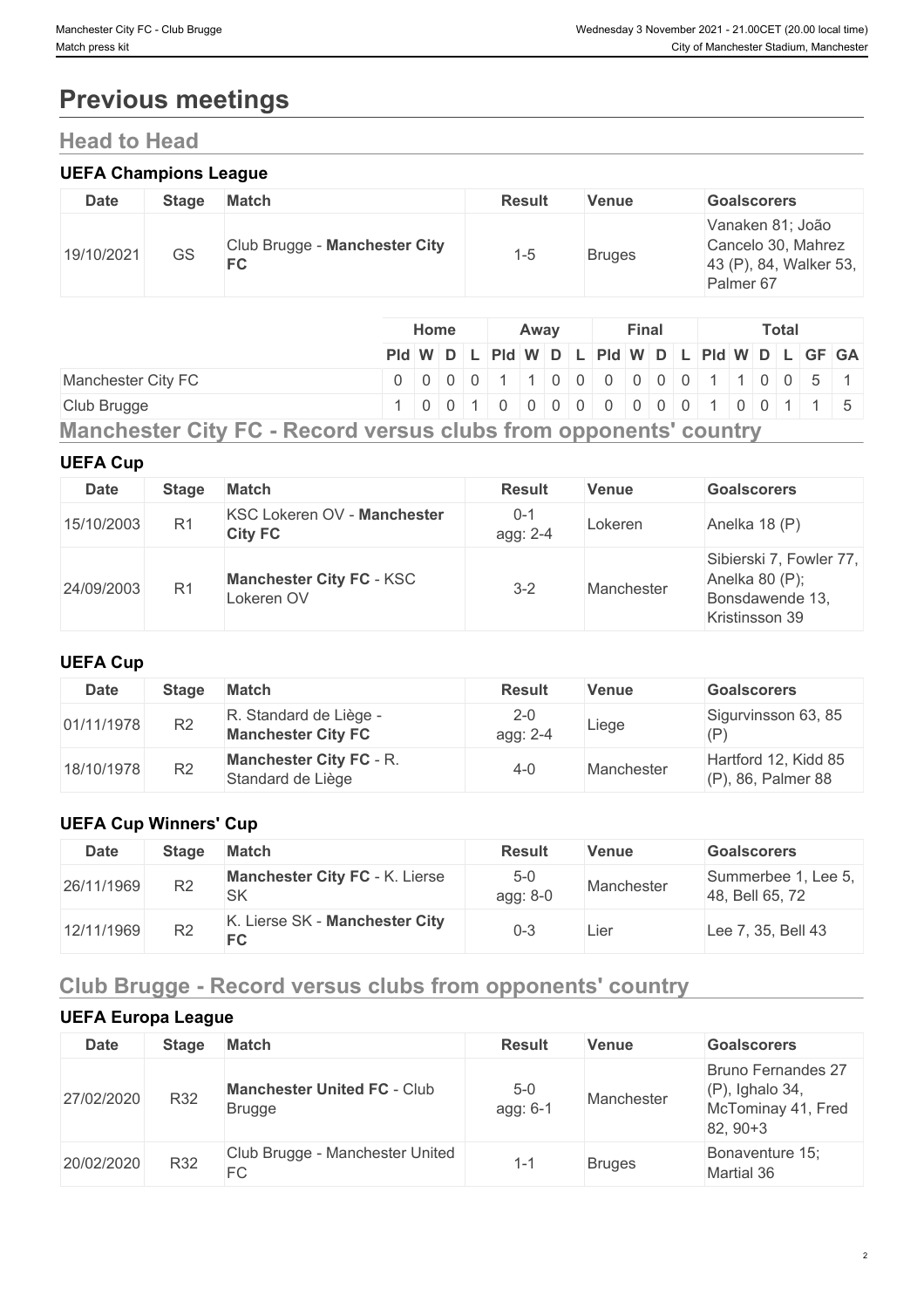# Previous meetings

## Head to Head

### UEFA Champions League

| Date | Stage | Match | Result | Venue | Goalscorers |
|---|---|---|---|---|---|
| 19/10/2021 | GS | Club Brugge - **Manchester City FC** | 1-5 | Bruges | Vanaken 81; João Cancelo 30, Mahrez 43 (P), 84, Walker 53, Palmer 67 |

| | Home | | | | Away | | | | Final | | | | Total | | | | | |
|---|---|---|---|---|---|---|---|---|---|---|---|---|---|---|---|---|---|---|
| | Pld | W | D | L | Pld | W | D | L | Pld | W | D | L | Pld | W | D | L | GF | GA |
| Manchester City FC | 0 | 0 | 0 | 0 | 1 | 1 | 0 | 0 | 0 | 0 | 0 | 0 | 1 | 1 | 0 | 0 | 5 | 1 |
| Club Brugge | 1 | 0 | 0 | 1 | 0 | 0 | 0 | 0 | 0 | 0 | 0 | 0 | 1 | 0 | 0 | 1 | 1 | 5 |

## Manchester City FC - Record versus clubs from opponents' country

### UEFA Cup

| Date | Stage | Match | Result | Venue | Goalscorers |
|---|---|---|---|---|---|
| 15/10/2003 | R1 | KSC Lokeren OV - **Manchester City FC** | 0-1 agg: 2-4 | Lokeren | Anelka 18 (P) |
| 24/09/2003 | R1 | **Manchester City FC** - KSC Lokeren OV | 3-2 | Manchester | Sibierski 7, Fowler 77, Anelka 80 (P); Bonsdawende 13, Kristinsson 39 |

### UEFA Cup

| Date | Stage | Match | Result | Venue | Goalscorers |
|---|---|---|---|---|---|
| 01/11/1978 | R2 | R. Standard de Liège - **Manchester City FC** | 2-0 agg: 2-4 | Liege | Sigurvinsson 63, 85 (P) |
| 18/10/1978 | R2 | **Manchester City FC** - R. Standard de Liège | 4-0 | Manchester | Hartford 12, Kidd 85 (P), 86, Palmer 88 |

### UEFA Cup Winners' Cup

| Date | Stage | Match | Result | Venue | Goalscorers |
|---|---|---|---|---|---|
| 26/11/1969 | R2 | **Manchester City FC** - K. Lierse SK | 5-0 agg: 8-0 | Manchester | Summerbee 1, Lee 5, 48, Bell 65, 72 |
| 12/11/1969 | R2 | K. Lierse SK - **Manchester City FC** | 0-3 | Lier | Lee 7, 35, Bell 43 |

## Club Brugge - Record versus clubs from opponents' country

### UEFA Europa League

| Date | Stage | Match | Result | Venue | Goalscorers |
|---|---|---|---|---|---|
| 27/02/2020 | R32 | **Manchester United FC** - Club Brugge | 5-0 agg: 6-1 | Manchester | Bruno Fernandes 27 (P), Ighalo 34, McTominay 41, Fred 82, 90+3 |
| 20/02/2020 | R32 | Club Brugge - Manchester United FC | 1-1 | Bruges | Bonaventure 15; Martial 36 |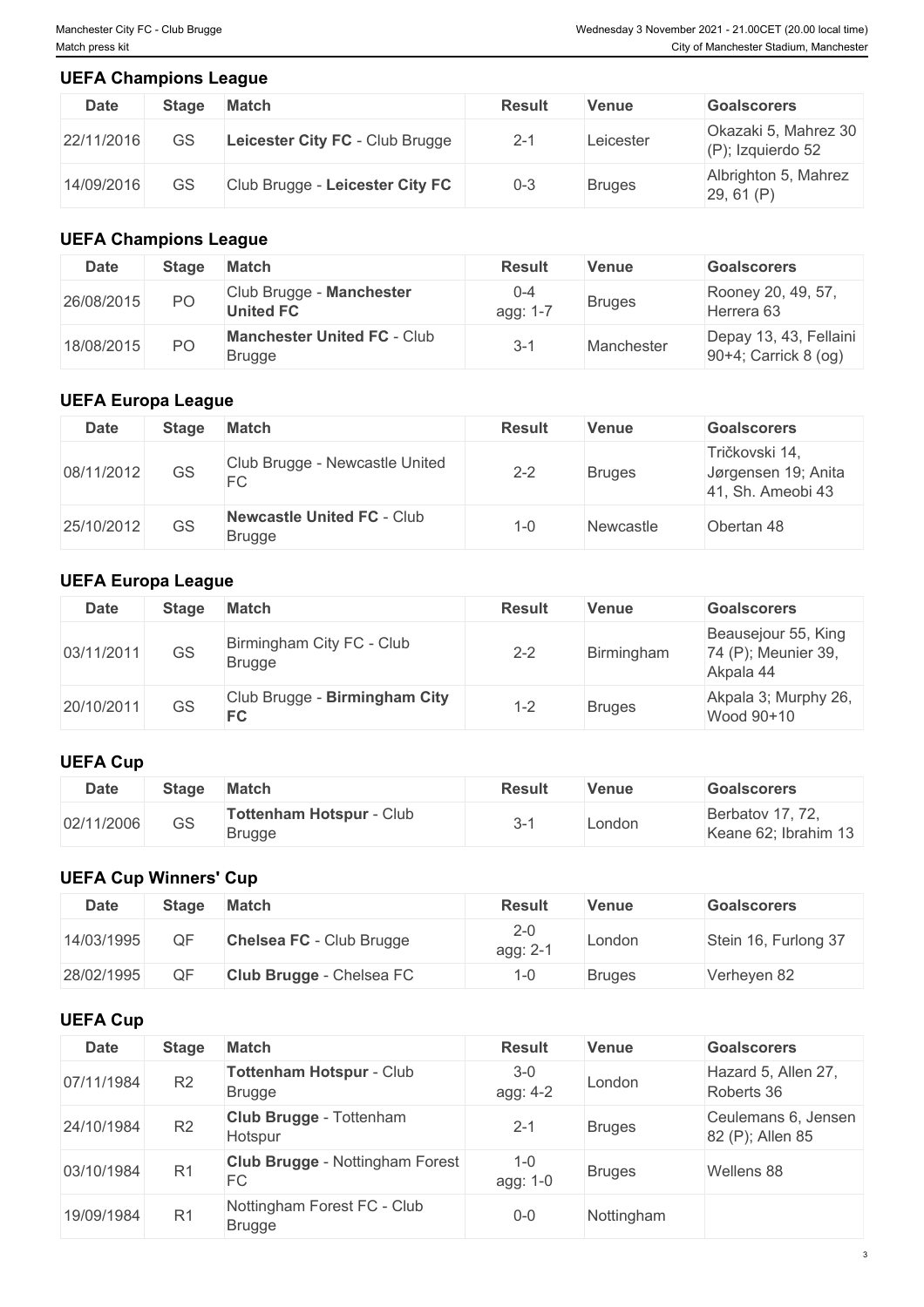## UEFA Champions League

| Date | Stage | Match | Result | Venue | Goalscorers |
|---|---|---|---|---|---|
| 22/11/2016 | GS | **Leicester City FC** - Club Brugge | 2-1 | Leicester | Okazaki 5, Mahrez 30 (P); Izquierdo 52 |
| 14/09/2016 | GS | Club Brugge - **Leicester City FC** | 0-3 | Bruges | Albrighton 5, Mahrez 29, 61 (P) |

## UEFA Champions League

| Date | Stage | Match | Result | Venue | Goalscorers |
|---|---|---|---|---|---|
| 26/08/2015 | PO | Club Brugge - **Manchester United FC** | 0-4 agg: 1-7 | Bruges | Rooney 20, 49, 57, Herrera 63 |
| 18/08/2015 | PO | **Manchester United FC** - Club Brugge | 3-1 | Manchester | Depay 13, 43, Fellaini 90+4; Carrick 8 (og) |

## UEFA Europa League

| Date | Stage | Match | Result | Venue | Goalscorers |
|---|---|---|---|---|---|
| 08/11/2012 | GS | Club Brugge - Newcastle United FC | 2-2 | Bruges | Tričkovski 14, Jørgensen 19; Anita 41, Sh. Ameobi 43 |
| 25/10/2012 | GS | **Newcastle United FC** - Club Brugge | 1-0 | Newcastle | Obertan 48 |

## UEFA Europa League

| Date | Stage | Match | Result | Venue | Goalscorers |
|---|---|---|---|---|---|
| 03/11/2011 | GS | Birmingham City FC - Club Brugge | 2-2 | Birmingham | Beausejour 55, King 74 (P); Meunier 39, Akpala 44 |
| 20/10/2011 | GS | Club Brugge - **Birmingham City FC** | 1-2 | Bruges | Akpala 3; Murphy 26, Wood 90+10 |

## UEFA Cup

| Date | Stage | Match | Result | Venue | Goalscorers |
|---|---|---|---|---|---|
| 02/11/2006 | GS | **Tottenham Hotspur** - Club Brugge | 3-1 | London | Berbatov 17, 72, Keane 62; Ibrahim 13 |

## UEFA Cup Winners' Cup

| Date | Stage | Match | Result | Venue | Goalscorers |
|---|---|---|---|---|---|
| 14/03/1995 | QF | **Chelsea FC** - Club Brugge | 2-0 agg: 2-1 | London | Stein 16, Furlong 37 |
| 28/02/1995 | QF | **Club Brugge** - Chelsea FC | 1-0 | Bruges | Verheyen 82 |

## UEFA Cup

| Date | Stage | Match | Result | Venue | Goalscorers |
|---|---|---|---|---|---|
| 07/11/1984 | R2 | **Tottenham Hotspur** - Club Brugge | 3-0 agg: 4-2 | London | Hazard 5, Allen 27, Roberts 36 |
| 24/10/1984 | R2 | **Club Brugge** - Tottenham Hotspur | 2-1 | Bruges | Ceulemans 6, Jensen 82 (P); Allen 85 |
| 03/10/1984 | R1 | **Club Brugge** - Nottingham Forest FC | 1-0 agg: 1-0 | Bruges | Wellens 88 |
| 19/09/1984 | R1 | Nottingham Forest FC - Club Brugge | 0-0 | Nottingham | |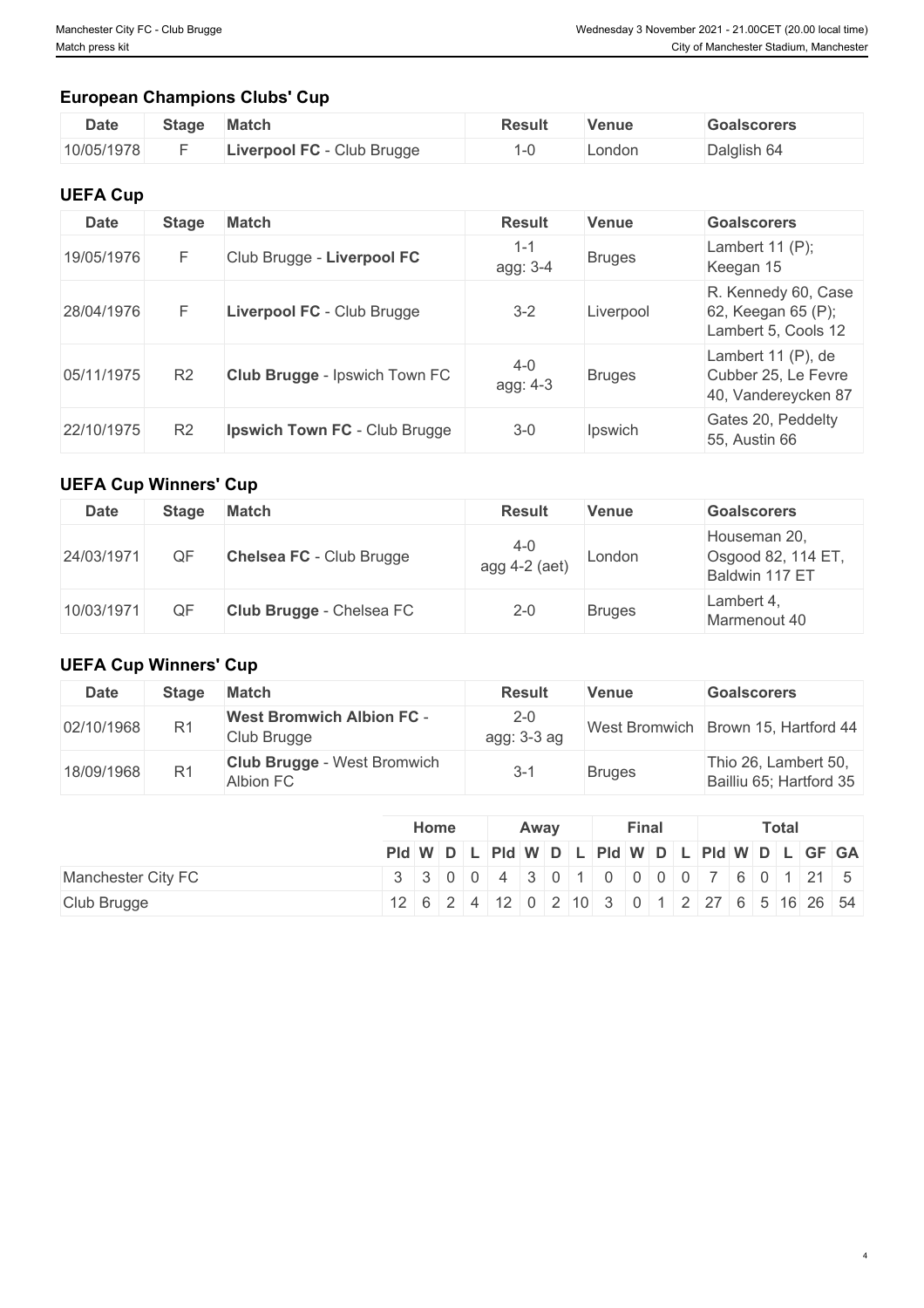## European Champions Clubs' Cup

| Date | Stage | Match | Result | Venue | Goalscorers |
|---|---|---|---|---|---|
| 10/05/1978 | F | **Liverpool FC** - Club Brugge | 1-0 | London | Dalglish 64 |

## UEFA Cup

| Date | Stage | Match | Result | Venue | Goalscorers |
|---|---|---|---|---|---|
| 19/05/1976 | F | Club Brugge - **Liverpool FC** | 1-1 agg: 3-4 | Bruges | Lambert 11 (P); Keegan 15 |
| 28/04/1976 | F | **Liverpool FC** - Club Brugge | 3-2 | Liverpool | R. Kennedy 60, Case 62, Keegan 65 (P); Lambert 5, Cools 12 |
| 05/11/1975 | R2 | **Club Brugge** - Ipswich Town FC | 4-0 agg: 4-3 | Bruges | Lambert 11 (P), de Cubber 25, Le Fevre 40, Vandereycken 87 |
| 22/10/1975 | R2 | **Ipswich Town FC** - Club Brugge | 3-0 | Ipswich | Gates 20, Peddelty 55, Austin 66 |

## UEFA Cup Winners' Cup

| Date | Stage | Match | Result | Venue | Goalscorers |
|---|---|---|---|---|---|
| 24/03/1971 | QF | **Chelsea FC** - Club Brugge | 4-0 agg 4-2 (aet) | London | Houseman 20, Osgood 82, 114 ET, Baldwin 117 ET |
| 10/03/1971 | QF | **Club Brugge** - Chelsea FC | 2-0 | Bruges | Lambert 4, Marmenout 40 |

## UEFA Cup Winners' Cup

| Date | Stage | Match | Result | Venue | Goalscorers |
|---|---|---|---|---|---|
| 02/10/1968 | R1 | **West Bromwich Albion FC** - Club Brugge | 2-0 agg: 3-3 ag | West Bromwich | Brown 15, Hartford 44 |
| 18/09/1968 | R1 | **Club Brugge** - West Bromwich Albion FC | 3-1 | Bruges | Thio 26, Lambert 50, Bailliu 65; Hartford 35 |

| | Home | | | | Away | | | | Final | | | | Total | | | | | |
|---|---|---|---|---|---|---|---|---|---|---|---|---|---|---|---|---|---|---|
| | Pld | W | D | L | Pld | W | D | L | Pld | W | D | L | Pld | W | D | L | GF | GA |
| Manchester City FC | 3 | 3 | 0 | 0 | 4 | 3 | 0 | 1 | 0 | 0 | 0 | 0 | 7 | 6 | 0 | 1 | 21 | 5 |
| Club Brugge | 12 | 6 | 2 | 4 | 12 | 0 | 2 | 10 | 3 | 0 | 1 | 2 | 27 | 6 | 5 | 16 | 26 | 54 |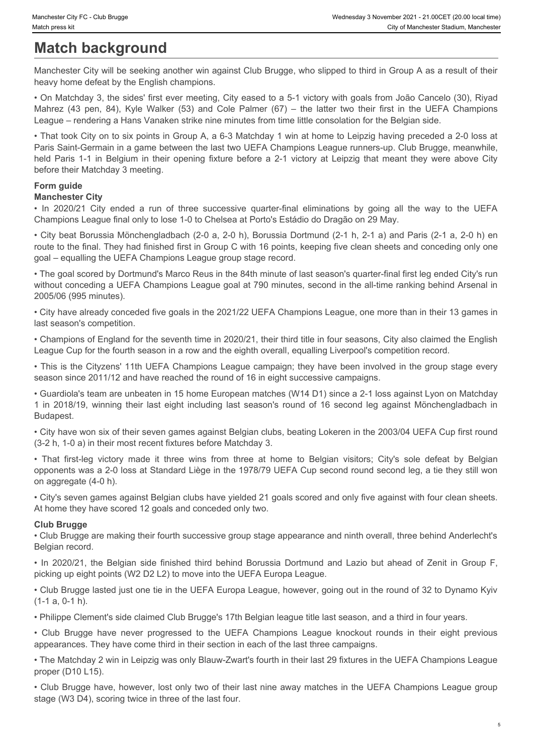# Match background

Manchester City will be seeking another win against Club Brugge, who slipped to third in Group A as a result of their heavy home defeat by the English champions.

• On Matchday 3, the sides' first ever meeting, City eased to a 5-1 victory with goals from João Cancelo (30), Riyad Mahrez (43 pen, 84), Kyle Walker (53) and Cole Palmer (67) – the latter two their first in the UEFA Champions League – rendering a Hans Vanaken strike nine minutes from time little consolation for the Belgian side.

• That took City on to six points in Group A, a 6-3 Matchday 1 win at home to Leipzig having preceded a 2-0 loss at Paris Saint-Germain in a game between the last two UEFA Champions League runners-up. Club Brugge, meanwhile, held Paris 1-1 in Belgium in their opening fixture before a 2-1 victory at Leipzig that meant they were above City before their Matchday 3 meeting.

## Form guide

### Manchester City

• In 2020/21 City ended a run of three successive quarter-final eliminations by going all the way to the UEFA Champions League final only to lose 1-0 to Chelsea at Porto's Estádio do Dragão on 29 May.

• City beat Borussia Mönchengladbach (2-0 a, 2-0 h), Borussia Dortmund (2-1 h, 2-1 a) and Paris (2-1 a, 2-0 h) en route to the final. They had finished first in Group C with 16 points, keeping five clean sheets and conceding only one goal – equalling the UEFA Champions League group stage record.

• The goal scored by Dortmund's Marco Reus in the 84th minute of last season's quarter-final first leg ended City's run without conceding a UEFA Champions League goal at 790 minutes, second in the all-time ranking behind Arsenal in 2005/06 (995 minutes).

• City have already conceded five goals in the 2021/22 UEFA Champions League, one more than in their 13 games in last season's competition.

• Champions of England for the seventh time in 2020/21, their third title in four seasons, City also claimed the English League Cup for the fourth season in a row and the eighth overall, equalling Liverpool's competition record.

• This is the Cityzens' 11th UEFA Champions League campaign; they have been involved in the group stage every season since 2011/12 and have reached the round of 16 in eight successive campaigns.

• Guardiola's team are unbeaten in 15 home European matches (W14 D1) since a 2-1 loss against Lyon on Matchday 1 in 2018/19, winning their last eight including last season's round of 16 second leg against Mönchengladbach in Budapest.

• City have won six of their seven games against Belgian clubs, beating Lokeren in the 2003/04 UEFA Cup first round (3-2 h, 1-0 a) in their most recent fixtures before Matchday 3.

• That first-leg victory made it three wins from three at home to Belgian visitors; City's sole defeat by Belgian opponents was a 2-0 loss at Standard Liège in the 1978/79 UEFA Cup second round second leg, a tie they still won on aggregate (4-0 h).

• City's seven games against Belgian clubs have yielded 21 goals scored and only five against with four clean sheets. At home they have scored 12 goals and conceded only two.

### Club Brugge

• Club Brugge are making their fourth successive group stage appearance and ninth overall, three behind Anderlecht's Belgian record.

• In 2020/21, the Belgian side finished third behind Borussia Dortmund and Lazio but ahead of Zenit in Group F, picking up eight points (W2 D2 L2) to move into the UEFA Europa League.

• Club Brugge lasted just one tie in the UEFA Europa League, however, going out in the round of 32 to Dynamo Kyiv (1-1 a, 0-1 h).

• Philippe Clement's side claimed Club Brugge's 17th Belgian league title last season, and a third in four years.

• Club Brugge have never progressed to the UEFA Champions League knockout rounds in their eight previous appearances. They have come third in their section in each of the last three campaigns.

• The Matchday 2 win in Leipzig was only Blauw-Zwart's fourth in their last 29 fixtures in the UEFA Champions League proper (D10 L15).

• Club Brugge have, however, lost only two of their last nine away matches in the UEFA Champions League group stage (W3 D4), scoring twice in three of the last four.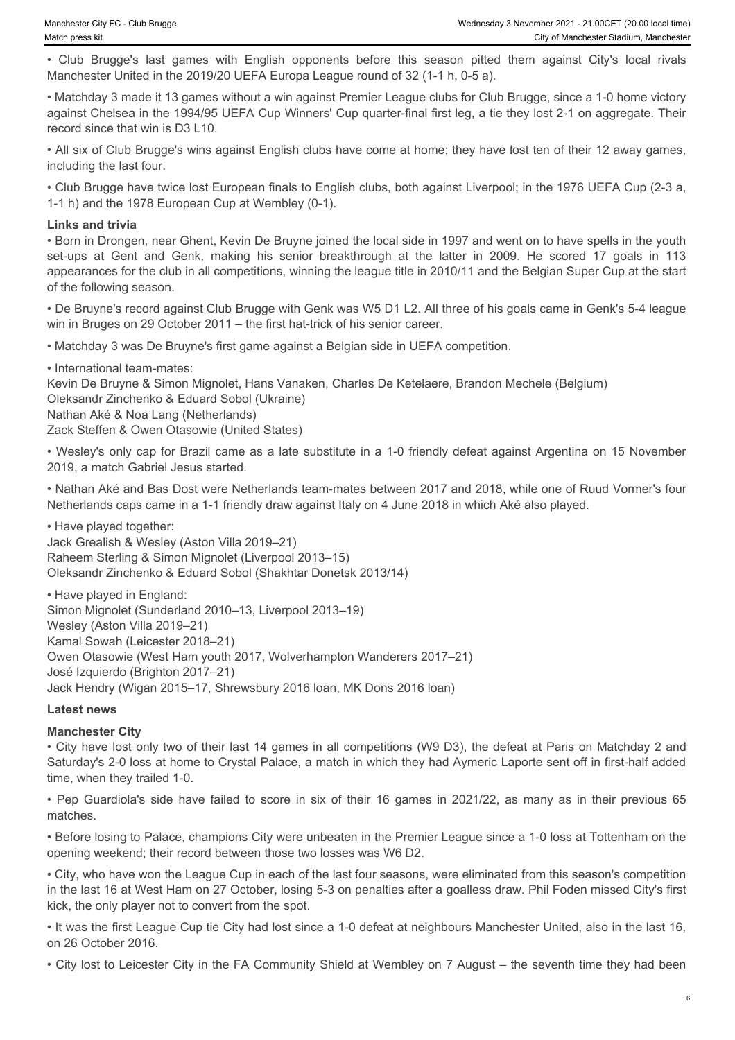• Club Brugge's last games with English opponents before this season pitted them against City's local rivals Manchester United in the 2019/20 UEFA Europa League round of 32 (1-1 h, 0-5 a).

• Matchday 3 made it 13 games without a win against Premier League clubs for Club Brugge, since a 1-0 home victory against Chelsea in the 1994/95 UEFA Cup Winners' Cup quarter-final first leg, a tie they lost 2-1 on aggregate. Their record since that win is D3 L10.

• All six of Club Brugge's wins against English clubs have come at home; they have lost ten of their 12 away games, including the last four.

• Club Brugge have twice lost European finals to English clubs, both against Liverpool; in the 1976 UEFA Cup (2-3 a, 1-1 h) and the 1978 European Cup at Wembley (0-1).

### Links and trivia

• Born in Drongen, near Ghent, Kevin De Bruyne joined the local side in 1997 and went on to have spells in the youth set-ups at Gent and Genk, making his senior breakthrough at the latter in 2009. He scored 17 goals in 113 appearances for the club in all competitions, winning the league title in 2010/11 and the Belgian Super Cup at the start of the following season.

• De Bruyne's record against Club Brugge with Genk was W5 D1 L2. All three of his goals came in Genk's 5-4 league win in Bruges on 29 October 2011 – the first hat-trick of his senior career.

• Matchday 3 was De Bruyne's first game against a Belgian side in UEFA competition.

• International team-mates:
Kevin De Bruyne & Simon Mignolet, Hans Vanaken, Charles De Ketelaere, Brandon Mechele (Belgium)
Oleksandr Zinchenko & Eduard Sobol (Ukraine)
Nathan Aké & Noa Lang (Netherlands)
Zack Steffen & Owen Otasowie (United States)

• Wesley's only cap for Brazil came as a late substitute in a 1-0 friendly defeat against Argentina on 15 November 2019, a match Gabriel Jesus started.

• Nathan Aké and Bas Dost were Netherlands team-mates between 2017 and 2018, while one of Ruud Vormer's four Netherlands caps came in a 1-1 friendly draw against Italy on 4 June 2018 in which Aké also played.

• Have played together:
Jack Grealish & Wesley (Aston Villa 2019–21)
Raheem Sterling & Simon Mignolet (Liverpool 2013–15)
Oleksandr Zinchenko & Eduard Sobol (Shakhtar Donetsk 2013/14)

• Have played in England:
Simon Mignolet (Sunderland 2010–13, Liverpool 2013–19)
Wesley (Aston Villa 2019–21)
Kamal Sowah (Leicester 2018–21)
Owen Otasowie (West Ham youth 2017, Wolverhampton Wanderers 2017–21)
José Izquierdo (Brighton 2017–21)
Jack Hendry (Wigan 2015–17, Shrewsbury 2016 loan, MK Dons 2016 loan)

### Latest news

#### Manchester City

• City have lost only two of their last 14 games in all competitions (W9 D3), the defeat at Paris on Matchday 2 and Saturday's 2-0 loss at home to Crystal Palace, a match in which they had Aymeric Laporte sent off in first-half added time, when they trailed 1-0.

• Pep Guardiola's side have failed to score in six of their 16 games in 2021/22, as many as in their previous 65 matches.

• Before losing to Palace, champions City were unbeaten in the Premier League since a 1-0 loss at Tottenham on the opening weekend; their record between those two losses was W6 D2.

• City, who have won the League Cup in each of the last four seasons, were eliminated from this season's competition in the last 16 at West Ham on 27 October, losing 5-3 on penalties after a goalless draw. Phil Foden missed City's first kick, the only player not to convert from the spot.

• It was the first League Cup tie City had lost since a 1-0 defeat at neighbours Manchester United, also in the last 16, on 26 October 2016.

• City lost to Leicester City in the FA Community Shield at Wembley on 7 August – the seventh time they had been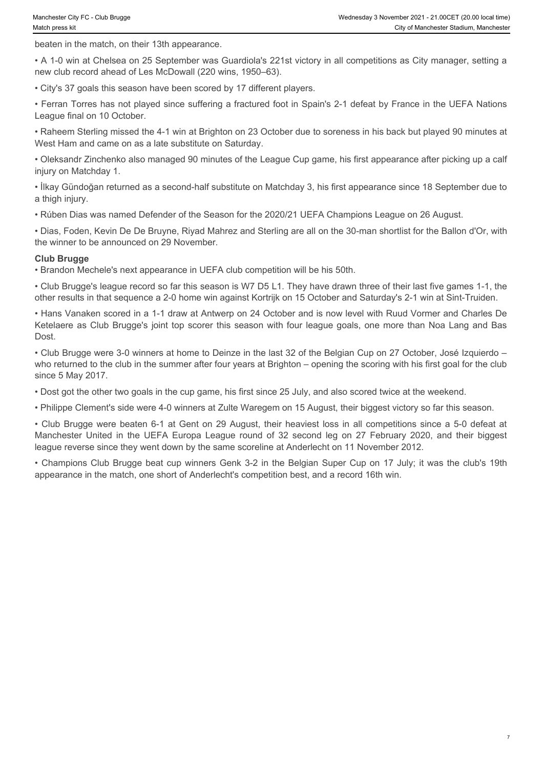beaten in the match, on their 13th appearance.

- A 1-0 win at Chelsea on 25 September was Guardiola's 221st victory in all competitions as City manager, setting a new club record ahead of Les McDowall (220 wins, 1950–63).
- City's 37 goals this season have been scored by 17 different players.
- Ferran Torres has not played since suffering a fractured foot in Spain's 2-1 defeat by France in the UEFA Nations League final on 10 October.
- Raheem Sterling missed the 4-1 win at Brighton on 23 October due to soreness in his back but played 90 minutes at West Ham and came on as a late substitute on Saturday.
- Oleksandr Zinchenko also managed 90 minutes of the League Cup game, his first appearance after picking up a calf injury on Matchday 1.
- İlkay Gündoğan returned as a second-half substitute on Matchday 3, his first appearance since 18 September due to a thigh injury.
- Rúben Dias was named Defender of the Season for the 2020/21 UEFA Champions League on 26 August.
- Dias, Foden, Kevin De De Bruyne, Riyad Mahrez and Sterling are all on the 30-man shortlist for the Ballon d'Or, with the winner to be announced on 29 November.

**Club Brugge**

- Brandon Mechele's next appearance in UEFA club competition will be his 50th.
- Club Brugge's league record so far this season is W7 D5 L1. They have drawn three of their last five games 1-1, the other results in that sequence a 2-0 home win against Kortrijk on 15 October and Saturday's 2-1 win at Sint-Truiden.
- Hans Vanaken scored in a 1-1 draw at Antwerp on 24 October and is now level with Ruud Vormer and Charles De Ketelaere as Club Brugge's joint top scorer this season with four league goals, one more than Noa Lang and Bas Dost.
- Club Brugge were 3-0 winners at home to Deinze in the last 32 of the Belgian Cup on 27 October, José Izquierdo – who returned to the club in the summer after four years at Brighton – opening the scoring with his first goal for the club since 5 May 2017.
- Dost got the other two goals in the cup game, his first since 25 July, and also scored twice at the weekend.
- Philippe Clement's side were 4-0 winners at Zulte Waregem on 15 August, their biggest victory so far this season.
- Club Brugge were beaten 6-1 at Gent on 29 August, their heaviest loss in all competitions since a 5-0 defeat at Manchester United in the UEFA Europa League round of 32 second leg on 27 February 2020, and their biggest league reverse since they went down by the same scoreline at Anderlecht on 11 November 2012.
- Champions Club Brugge beat cup winners Genk 3-2 in the Belgian Super Cup on 17 July; it was the club's 19th appearance in the match, one short of Anderlecht's competition best, and a record 16th win.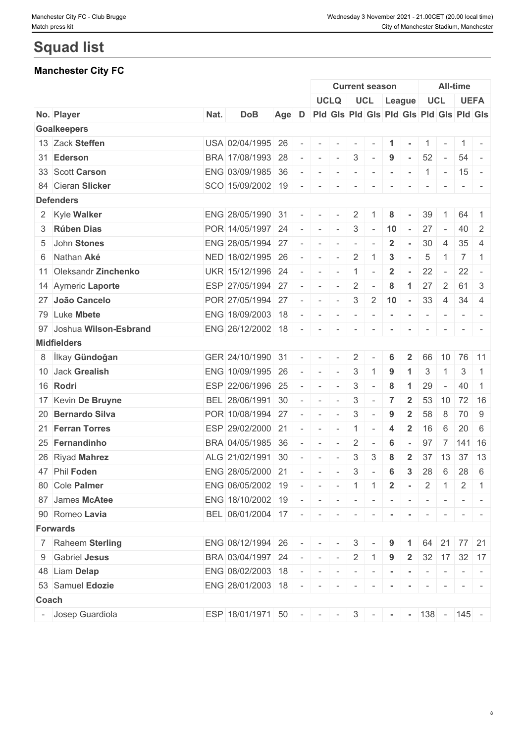# Squad list

## Manchester City FC

| | | | | | | Current season | | | | | | All-time | | | |
|---|---|---|---|---|---|---|---|---|---|---|---|---|---|---|---|
| | | | | | | UCLQ | | UCL | | League | | UCL | | UEFA | |
| No. | Player | Nat. | DoB | Age | D | Pld | Gls | Pld | Gls | Pld | Gls | Pld | Gls | Pld | Gls |
| **Goalkeepers** | | | | | | | | | | | | | | | |
| 13 | Zack **Steffen** | USA | 02/04/1995 | 26 | - | - | - | - | - | **1** | **-** | 1 | - | 1 | - |
| 31 | **Ederson** | BRA | 17/08/1993 | 28 | - | - | - | 3 | - | **9** | **-** | 52 | - | 54 | - |
| 33 | Scott **Carson** | ENG | 03/09/1985 | 36 | - | - | - | - | - | **-** | **-** | 1 | - | 15 | - |
| 84 | Cieran **Slicker** | SCO | 15/09/2002 | 19 | - | - | - | - | - | **-** | **-** | - | - | - | - |
| **Defenders** | | | | | | | | | | | | | | | |
| 2 | Kyle **Walker** | ENG | 28/05/1990 | 31 | - | - | - | 2 | 1 | **8** | **-** | 39 | 1 | 64 | 1 |
| 3 | **Rúben Dias** | POR | 14/05/1997 | 24 | - | - | - | 3 | - | **10** | **-** | 27 | - | 40 | 2 |
| 5 | John **Stones** | ENG | 28/05/1994 | 27 | - | - | - | - | - | **2** | **-** | 30 | 4 | 35 | 4 |
| 6 | Nathan **Aké** | NED | 18/02/1995 | 26 | - | - | - | 2 | 1 | **3** | **-** | 5 | 1 | 7 | 1 |
| 11 | Oleksandr **Zinchenko** | UKR | 15/12/1996 | 24 | - | - | - | 1 | - | **2** | **-** | 22 | - | 22 | - |
| 14 | Aymeric **Laporte** | ESP | 27/05/1994 | 27 | - | - | - | 2 | - | **8** | **1** | 27 | 2 | 61 | 3 |
| 27 | **João Cancelo** | POR | 27/05/1994 | 27 | - | - | - | 3 | 2 | **10** | **-** | 33 | 4 | 34 | 4 |
| 79 | Luke **Mbete** | ENG | 18/09/2003 | 18 | - | - | - | - | - | **-** | **-** | - | - | - | - |
| 97 | Joshua **Wilson-Esbrand** | ENG | 26/12/2002 | 18 | - | - | - | - | - | **-** | **-** | - | - | - | - |
| **Midfielders** | | | | | | | | | | | | | | | |
| 8 | İlkay **Gündoğan** | GER | 24/10/1990 | 31 | - | - | - | 2 | - | **6** | **2** | 66 | 10 | 76 | 11 |
| 10 | Jack **Grealish** | ENG | 10/09/1995 | 26 | - | - | - | 3 | 1 | **9** | **1** | 3 | 1 | 3 | 1 |
| 16 | **Rodri** | ESP | 22/06/1996 | 25 | - | - | - | 3 | - | **8** | **1** | 29 | - | 40 | 1 |
| 17 | Kevin **De Bruyne** | BEL | 28/06/1991 | 30 | - | - | - | 3 | - | **7** | **2** | 53 | 10 | 72 | 16 |
| 20 | **Bernardo Silva** | POR | 10/08/1994 | 27 | - | - | - | 3 | - | **9** | **2** | 58 | 8 | 70 | 9 |
| 21 | **Ferran Torres** | ESP | 29/02/2000 | 21 | - | - | - | 1 | - | **4** | **2** | 16 | 6 | 20 | 6 |
| 25 | **Fernandinho** | BRA | 04/05/1985 | 36 | - | - | - | 2 | - | **6** | **-** | 97 | 7 | 141 | 16 |
| 26 | Riyad **Mahrez** | ALG | 21/02/1991 | 30 | - | - | - | 3 | 3 | **8** | **2** | 37 | 13 | 37 | 13 |
| 47 | Phil **Foden** | ENG | 28/05/2000 | 21 | - | - | - | 3 | - | **6** | **3** | 28 | 6 | 28 | 6 |
| 80 | Cole **Palmer** | ENG | 06/05/2002 | 19 | - | - | - | 1 | 1 | **2** | **-** | 2 | 1 | 2 | 1 |
| 87 | James **McAtee** | ENG | 18/10/2002 | 19 | - | - | - | - | - | **-** | **-** | - | - | - | - |
| 90 | Romeo **Lavia** | BEL | 06/01/2004 | 17 | - | - | - | - | - | **-** | **-** | - | - | - | - |
| **Forwards** | | | | | | | | | | | | | | | |
| 7 | Raheem **Sterling** | ENG | 08/12/1994 | 26 | - | - | - | 3 | - | **9** | **1** | 64 | 21 | 77 | 21 |
| 9 | Gabriel **Jesus** | BRA | 03/04/1997 | 24 | - | - | - | 2 | 1 | **9** | **2** | 32 | 17 | 32 | 17 |
| 48 | Liam **Delap** | ENG | 08/02/2003 | 18 | - | - | - | - | - | **-** | **-** | - | - | - | - |
| 53 | Samuel **Edozie** | ENG | 28/01/2003 | 18 | - | - | - | - | - | **-** | **-** | - | - | - | - |
| **Coach** | | | | | | | | | | | | | | | |
| - | Josep Guardiola | ESP | 18/01/1971 | 50 | - | - | - | 3 | - | **-** | **-** | 138 | - | 145 | - |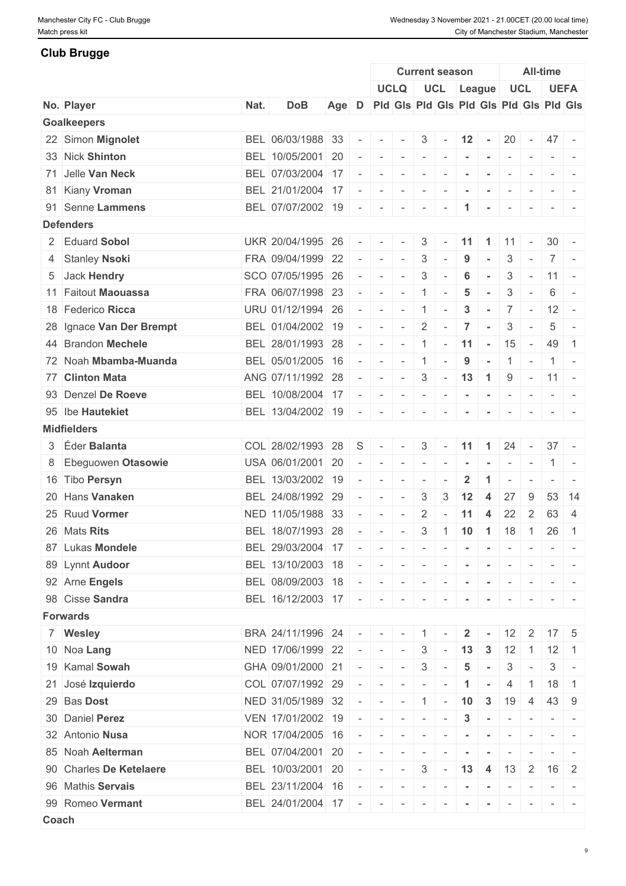## Club Brugge

| No. | Player | Nat. | DoB | Age | D | Current season | | | | | | All-time | | | |
|---|---|---|---|---|---|---|---|---|---|---|---|---|---|---|---|
| | | | | | | UCLQ | | UCL | | League | | UCL | | UEFA | |
| | | | | | | Pld | Gls | Pld | Gls | Pld | Gls | Pld | Gls | Pld | Gls |
| **Goalkeepers** | | | | | | | | | | | | | | | |
| 22 | Simon **Mignolet** | BEL | 06/03/1988 | 33 | - | - | - | 3 | - | **12** | **-** | 20 | - | 47 | - |
| 33 | Nick **Shinton** | BEL | 10/05/2001 | 20 | - | - | - | - | - | **-** | **-** | - | - | - | - |
| 71 | Jelle **Van Neck** | BEL | 07/03/2004 | 17 | - | - | - | - | - | **-** | **-** | - | - | - | - |
| 81 | Kiany **Vroman** | BEL | 21/01/2004 | 17 | - | - | - | - | - | **-** | **-** | - | - | - | - |
| 91 | Senne **Lammens** | BEL | 07/07/2002 | 19 | - | - | - | - | - | **1** | **-** | - | - | - | - |
| **Defenders** | | | | | | | | | | | | | | | |
| 2 | Eduard **Sobol** | UKR | 20/04/1995 | 26 | - | - | - | 3 | - | **11** | **1** | 11 | - | 30 | - |
| 4 | Stanley **Nsoki** | FRA | 09/04/1999 | 22 | - | - | - | 3 | - | **9** | **-** | 3 | - | 7 | - |
| 5 | Jack **Hendry** | SCO | 07/05/1995 | 26 | - | - | - | 3 | - | **6** | **-** | 3 | - | 11 | - |
| 11 | Faitout **Maouassa** | FRA | 06/07/1998 | 23 | - | - | - | 1 | - | **5** | **-** | 3 | - | 6 | - |
| 18 | Federico **Ricca** | URU | 01/12/1994 | 26 | - | - | - | 1 | - | **3** | **-** | 7 | - | 12 | - |
| 28 | Ignace **Van Der Brempt** | BEL | 01/04/2002 | 19 | - | - | - | 2 | - | **7** | **-** | 3 | - | 5 | - |
| 44 | Brandon **Mechele** | BEL | 28/01/1993 | 28 | - | - | - | 1 | - | **11** | **-** | 15 | - | 49 | 1 |
| 72 | Noah **Mbamba-Muanda** | BEL | 05/01/2005 | 16 | - | - | - | 1 | - | **9** | **-** | 1 | - | 1 | - |
| 77 | **Clinton Mata** | ANG | 07/11/1992 | 28 | - | - | - | 3 | - | **13** | **1** | 9 | - | 11 | - |
| 93 | Denzel **De Roeve** | BEL | 10/08/2004 | 17 | - | - | - | - | - | **-** | **-** | - | - | - | - |
| 95 | Ibe **Hautekiet** | BEL | 13/04/2002 | 19 | - | - | - | - | - | **-** | **-** | - | - | - | - |
| **Midfielders** | | | | | | | | | | | | | | | |
| 3 | Éder **Balanta** | COL | 28/02/1993 | 28 | S | - | - | 3 | - | **11** | **1** | 24 | - | 37 | - |
| 8 | Ebeguowen **Otasowie** | USA | 06/01/2001 | 20 | - | - | - | - | - | **-** | **-** | - | - | 1 | - |
| 16 | Tibo **Persyn** | BEL | 13/03/2002 | 19 | - | - | - | - | - | **2** | **1** | - | - | - | - |
| 20 | Hans **Vanaken** | BEL | 24/08/1992 | 29 | - | - | - | 3 | 3 | **12** | **4** | 27 | 9 | 53 | 14 |
| 25 | Ruud **Vormer** | NED | 11/05/1988 | 33 | - | - | - | 2 | - | **11** | **4** | 22 | 2 | 63 | 4 |
| 26 | Mats **Rits** | BEL | 18/07/1993 | 28 | - | - | - | 3 | 1 | **10** | **1** | 18 | 1 | 26 | 1 |
| 87 | Lukas **Mondele** | BEL | 29/03/2004 | 17 | - | - | - | - | - | **-** | **-** | - | - | - | - |
| 89 | Lynnt **Audoor** | BEL | 13/10/2003 | 18 | - | - | - | - | - | **-** | **-** | - | - | - | - |
| 92 | Arne **Engels** | BEL | 08/09/2003 | 18 | - | - | - | - | - | **-** | **-** | - | - | - | - |
| 98 | Cisse **Sandra** | BEL | 16/12/2003 | 17 | - | - | - | - | - | **-** | **-** | - | - | - | - |
| **Forwards** | | | | | | | | | | | | | | | |
| 7 | **Wesley** | BRA | 24/11/1996 | 24 | - | - | - | 1 | - | **2** | **-** | 12 | 2 | 17 | 5 |
| 10 | Noa **Lang** | NED | 17/06/1999 | 22 | - | - | - | 3 | - | **13** | **3** | 12 | 1 | 12 | 1 |
| 19 | Kamal **Sowah** | GHA | 09/01/2000 | 21 | - | - | - | 3 | - | **5** | **-** | 3 | - | 3 | - |
| 21 | José **Izquierdo** | COL | 07/07/1992 | 29 | - | - | - | - | - | **1** | **-** | 4 | 1 | 18 | 1 |
| 29 | Bas **Dost** | NED | 31/05/1989 | 32 | - | - | - | 1 | - | **10** | **3** | 19 | 4 | 43 | 9 |
| 30 | Daniel **Perez** | VEN | 17/01/2002 | 19 | - | - | - | - | - | **3** | **-** | - | - | - | - |
| 32 | Antonio **Nusa** | NOR | 17/04/2005 | 16 | - | - | - | - | - | **-** | **-** | - | - | - | - |
| 85 | Noah **Aelterman** | BEL | 07/04/2001 | 20 | - | - | - | - | - | **-** | **-** | - | - | - | - |
| 90 | Charles **De Ketelaere** | BEL | 10/03/2001 | 20 | - | - | - | 3 | - | **13** | **4** | 13 | 2 | 16 | 2 |
| 96 | Mathis **Servais** | BEL | 23/11/2004 | 16 | - | - | - | - | - | **-** | **-** | - | - | - | - |
| 99 | Romeo **Vermant** | BEL | 24/01/2004 | 17 | - | - | - | - | - | **-** | **-** | - | - | - | - |
| **Coach** | | | | | | | | | | | | | | | |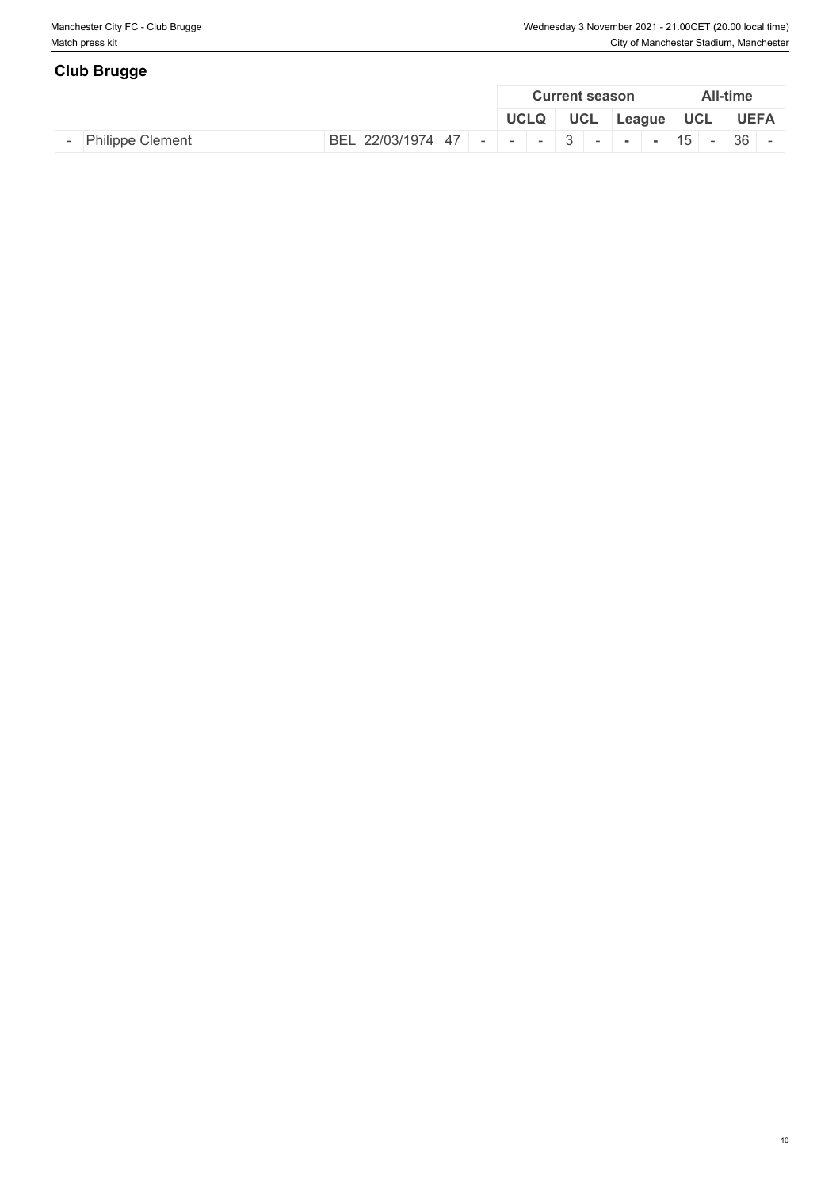## Club Brugge

| | | | | | | Current season | | | | | | All-time | | | |
|---|---|---|---|---|---|---|---|---|---|---|---|---|---|---|---|
| | | | | | | UCLQ | | UCL | | League | | UCL | | UEFA | |
| - | Philippe Clement | BEL | 22/03/1974 | 47 | - | - | - | 3 | - | - | - | 15 | - | 36 | - |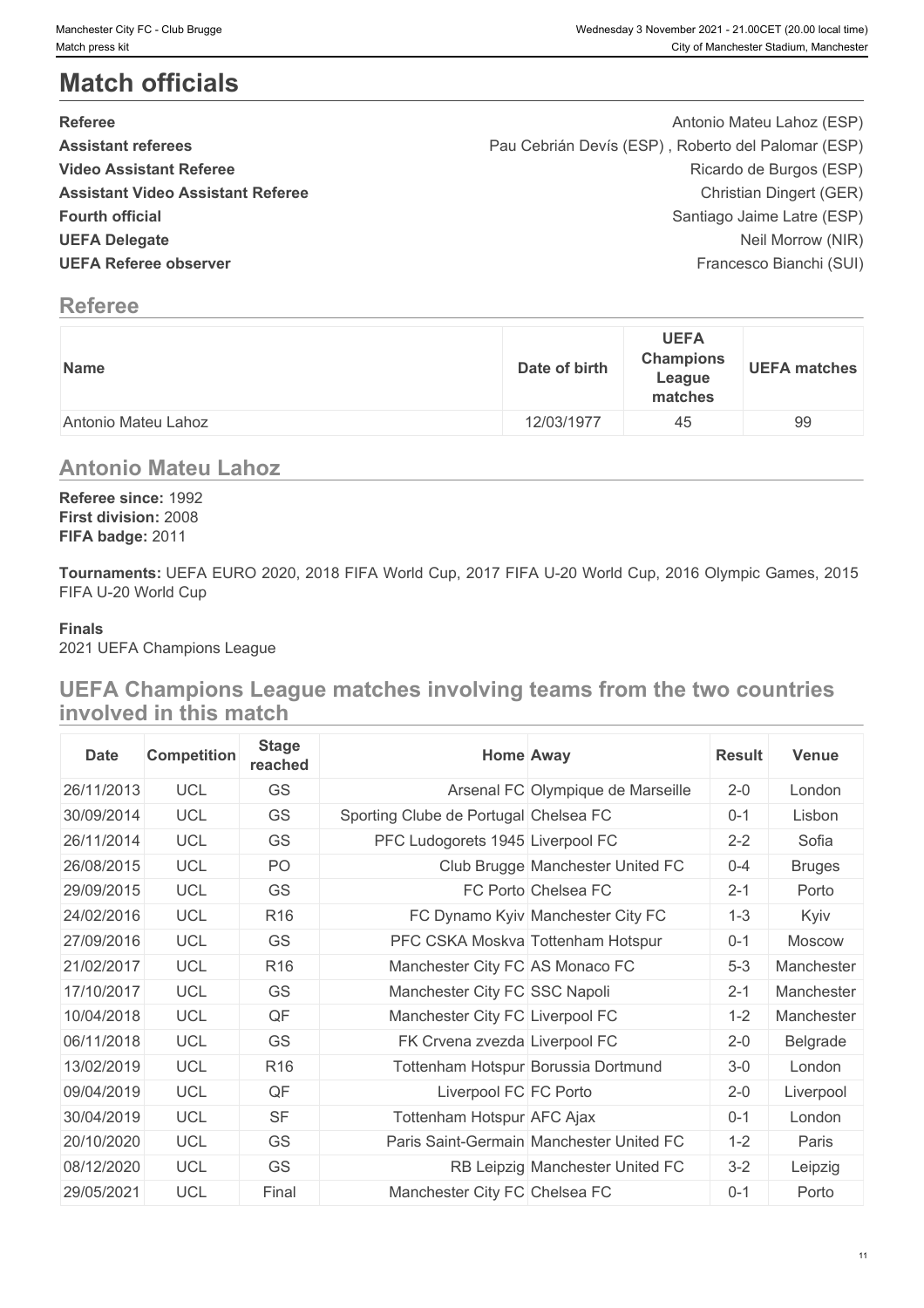# Match officials

| | |
|---|---|
| **Referee** | Antonio Mateu Lahoz (ESP) |
| **Assistant referees** | Pau Cebrián Devís (ESP) , Roberto del Palomar (ESP) |
| **Video Assistant Referee** | Ricardo de Burgos (ESP) |
| **Assistant Video Assistant Referee** | Christian Dingert (GER) |
| **Fourth official** | Santiago Jaime Latre (ESP) |
| **UEFA Delegate** | Neil Morrow (NIR) |
| **UEFA Referee observer** | Francesco Bianchi (SUI) |

## Referee

| Name | Date of birth | UEFA Champions League matches | UEFA matches |
|---|---|---|---|
| Antonio Mateu Lahoz | 12/03/1977 | 45 | 99 |

## Antonio Mateu Lahoz

**Referee since:** 1992
**First division:** 2008
**FIFA badge:** 2011

**Tournaments:** UEFA EURO 2020, 2018 FIFA World Cup, 2017 FIFA U-20 World Cup, 2016 Olympic Games, 2015 FIFA U-20 World Cup

**Finals**
2021 UEFA Champions League

## UEFA Champions League matches involving teams from the two countries involved in this match

| Date | Competition | Stage reached | Home | Away | Result | Venue |
|---|---|---|---|---|---|---|
| 26/11/2013 | UCL | GS | Arsenal FC | Olympique de Marseille | 2-0 | London |
| 30/09/2014 | UCL | GS | Sporting Clube de Portugal | Chelsea FC | 0-1 | Lisbon |
| 26/11/2014 | UCL | GS | PFC Ludogorets 1945 | Liverpool FC | 2-2 | Sofia |
| 26/08/2015 | UCL | PO | Club Brugge | Manchester United FC | 0-4 | Bruges |
| 29/09/2015 | UCL | GS | FC Porto | Chelsea FC | 2-1 | Porto |
| 24/02/2016 | UCL | R16 | FC Dynamo Kyiv | Manchester City FC | 1-3 | Kyiv |
| 27/09/2016 | UCL | GS | PFC CSKA Moskva | Tottenham Hotspur | 0-1 | Moscow |
| 21/02/2017 | UCL | R16 | Manchester City FC | AS Monaco FC | 5-3 | Manchester |
| 17/10/2017 | UCL | GS | Manchester City FC | SSC Napoli | 2-1 | Manchester |
| 10/04/2018 | UCL | QF | Manchester City FC | Liverpool FC | 1-2 | Manchester |
| 06/11/2018 | UCL | GS | FK Crvena zvezda | Liverpool FC | 2-0 | Belgrade |
| 13/02/2019 | UCL | R16 | Tottenham Hotspur | Borussia Dortmund | 3-0 | London |
| 09/04/2019 | UCL | QF | Liverpool FC | FC Porto | 2-0 | Liverpool |
| 30/04/2019 | UCL | SF | Tottenham Hotspur | AFC Ajax | 0-1 | London |
| 20/10/2020 | UCL | GS | Paris Saint-Germain | Manchester United FC | 1-2 | Paris |
| 08/12/2020 | UCL | GS | RB Leipzig | Manchester United FC | 3-2 | Leipzig |
| 29/05/2021 | UCL | Final | Manchester City FC | Chelsea FC | 0-1 | Porto |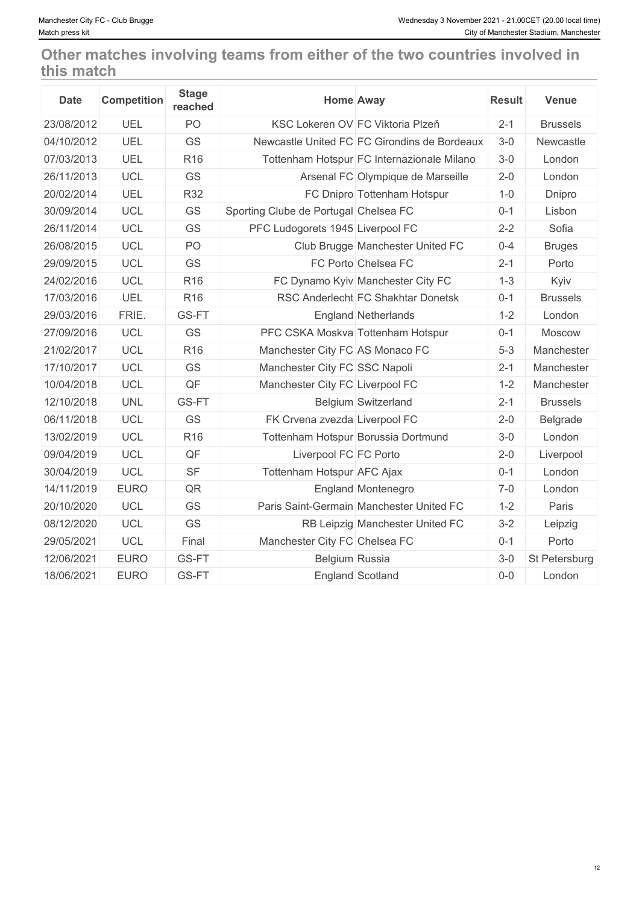## Other matches involving teams from either of the two countries involved in this match

| Date | Competition | Stage reached | Home | Away | Result | Venue |
| --- | --- | --- | --- | --- | --- | --- |
| 23/08/2012 | UEL | PO | KSC Lokeren OV | FC Viktoria Plzeň | 2-1 | Brussels |
| 04/10/2012 | UEL | GS | Newcastle United FC | FC Girondins de Bordeaux | 3-0 | Newcastle |
| 07/03/2013 | UEL | R16 | Tottenham Hotspur | FC Internazionale Milano | 3-0 | London |
| 26/11/2013 | UCL | GS | Arsenal FC | Olympique de Marseille | 2-0 | London |
| 20/02/2014 | UEL | R32 | FC Dnipro | Tottenham Hotspur | 1-0 | Dnipro |
| 30/09/2014 | UCL | GS | Sporting Clube de Portugal | Chelsea FC | 0-1 | Lisbon |
| 26/11/2014 | UCL | GS | PFC Ludogorets 1945 | Liverpool FC | 2-2 | Sofia |
| 26/08/2015 | UCL | PO | Club Brugge | Manchester United FC | 0-4 | Bruges |
| 29/09/2015 | UCL | GS | FC Porto | Chelsea FC | 2-1 | Porto |
| 24/02/2016 | UCL | R16 | FC Dynamo Kyiv | Manchester City FC | 1-3 | Kyiv |
| 17/03/2016 | UEL | R16 | RSC Anderlecht | FC Shakhtar Donetsk | 0-1 | Brussels |
| 29/03/2016 | FRIE. | GS-FT | England | Netherlands | 1-2 | London |
| 27/09/2016 | UCL | GS | PFC CSKA Moskva | Tottenham Hotspur | 0-1 | Moscow |
| 21/02/2017 | UCL | R16 | Manchester City FC | AS Monaco FC | 5-3 | Manchester |
| 17/10/2017 | UCL | GS | Manchester City FC | SSC Napoli | 2-1 | Manchester |
| 10/04/2018 | UCL | QF | Manchester City FC | Liverpool FC | 1-2 | Manchester |
| 12/10/2018 | UNL | GS-FT | Belgium | Switzerland | 2-1 | Brussels |
| 06/11/2018 | UCL | GS | FK Crvena zvezda | Liverpool FC | 2-0 | Belgrade |
| 13/02/2019 | UCL | R16 | Tottenham Hotspur | Borussia Dortmund | 3-0 | London |
| 09/04/2019 | UCL | QF | Liverpool FC | FC Porto | 2-0 | Liverpool |
| 30/04/2019 | UCL | SF | Tottenham Hotspur | AFC Ajax | 0-1 | London |
| 14/11/2019 | EURO | QR | England | Montenegro | 7-0 | London |
| 20/10/2020 | UCL | GS | Paris Saint-Germain | Manchester United FC | 1-2 | Paris |
| 08/12/2020 | UCL | GS | RB Leipzig | Manchester United FC | 3-2 | Leipzig |
| 29/05/2021 | UCL | Final | Manchester City FC | Chelsea FC | 0-1 | Porto |
| 12/06/2021 | EURO | GS-FT | Belgium | Russia | 3-0 | St Petersburg |
| 18/06/2021 | EURO | GS-FT | England | Scotland | 0-0 | London |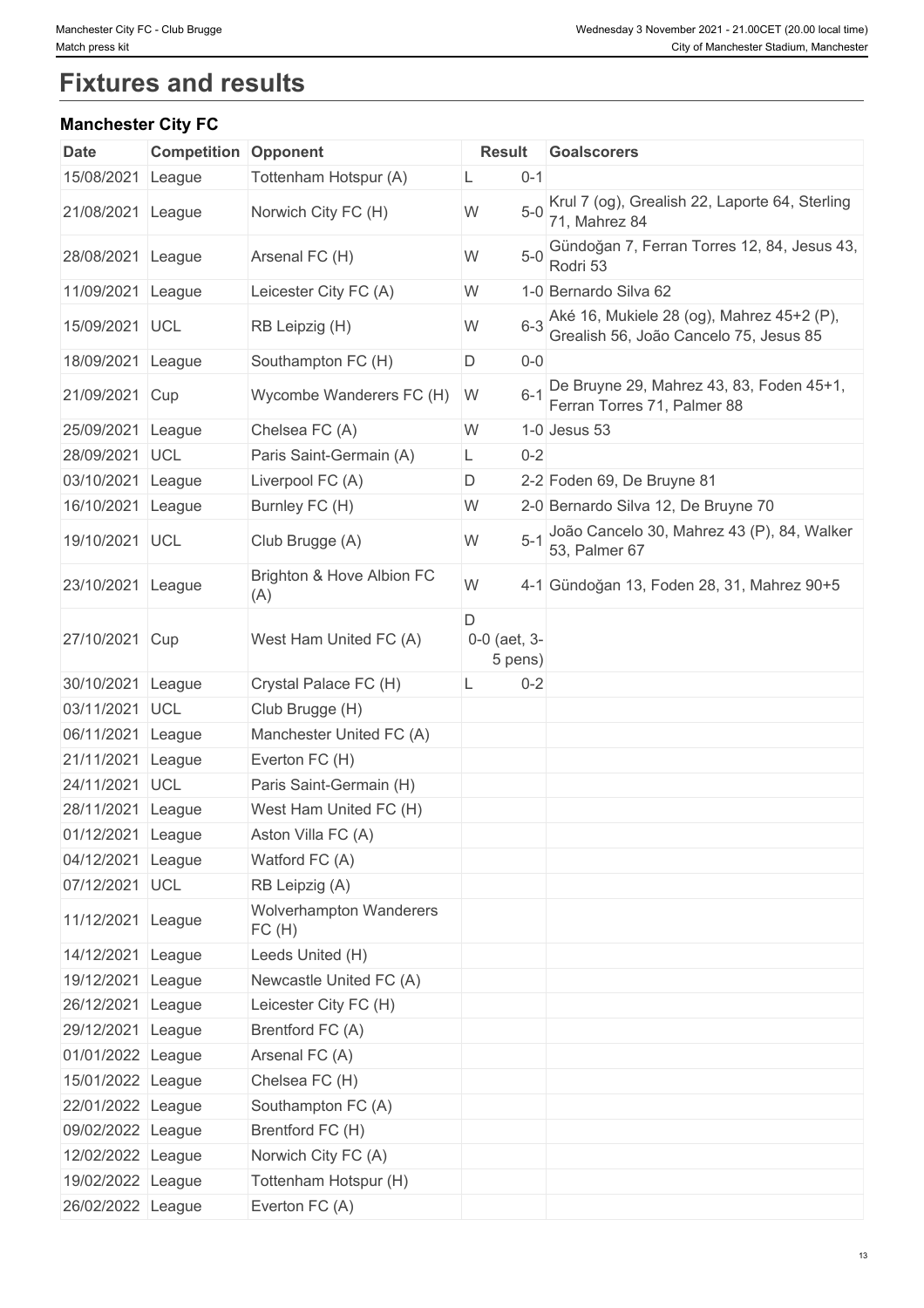# Fixtures and results

### Manchester City FC

| Date | Competition | Opponent | Result | | Goalscorers |
|---|---|---|---|---|---|
| 15/08/2021 | League | Tottenham Hotspur (A) | L | 0-1 | |
| 21/08/2021 | League | Norwich City FC (H) | W | 5-0 | Krul 7 (og), Grealish 22, Laporte 64, Sterling 71, Mahrez 84 |
| 28/08/2021 | League | Arsenal FC (H) | W | 5-0 | Gündoğan 7, Ferran Torres 12, 84, Jesus 43, Rodri 53 |
| 11/09/2021 | League | Leicester City FC (A) | W | 1-0 | Bernardo Silva 62 |
| 15/09/2021 | UCL | RB Leipzig (H) | W | 6-3 | Aké 16, Mukiele 28 (og), Mahrez 45+2 (P), Grealish 56, João Cancelo 75, Jesus 85 |
| 18/09/2021 | League | Southampton FC (H) | D | 0-0 | |
| 21/09/2021 | Cup | Wycombe Wanderers FC (H) | W | 6-1 | De Bruyne 29, Mahrez 43, 83, Foden 45+1, Ferran Torres 71, Palmer 88 |
| 25/09/2021 | League | Chelsea FC (A) | W | 1-0 | Jesus 53 |
| 28/09/2021 | UCL | Paris Saint-Germain (A) | L | 0-2 | |
| 03/10/2021 | League | Liverpool FC (A) | D | 2-2 | Foden 69, De Bruyne 81 |
| 16/10/2021 | League | Burnley FC (H) | W | 2-0 | Bernardo Silva 12, De Bruyne 70 |
| 19/10/2021 | UCL | Club Brugge (A) | W | 5-1 | João Cancelo 30, Mahrez 43 (P), 84, Walker 53, Palmer 67 |
| 23/10/2021 | League | Brighton & Hove Albion FC (A) | W | 4-1 | Gündoğan 13, Foden 28, 31, Mahrez 90+5 |
| 27/10/2021 | Cup | West Ham United FC (A) | D | 0-0 (aet, 3-5 pens) | |
| 30/10/2021 | League | Crystal Palace FC (H) | L | 0-2 | |
| 03/11/2021 | UCL | Club Brugge (H) | | | |
| 06/11/2021 | League | Manchester United FC (A) | | | |
| 21/11/2021 | League | Everton FC (H) | | | |
| 24/11/2021 | UCL | Paris Saint-Germain (H) | | | |
| 28/11/2021 | League | West Ham United FC (H) | | | |
| 01/12/2021 | League | Aston Villa FC (A) | | | |
| 04/12/2021 | League | Watford FC (A) | | | |
| 07/12/2021 | UCL | RB Leipzig (A) | | | |
| 11/12/2021 | League | Wolverhampton Wanderers FC (H) | | | |
| 14/12/2021 | League | Leeds United (H) | | | |
| 19/12/2021 | League | Newcastle United FC (A) | | | |
| 26/12/2021 | League | Leicester City FC (H) | | | |
| 29/12/2021 | League | Brentford FC (A) | | | |
| 01/01/2022 | League | Arsenal FC (A) | | | |
| 15/01/2022 | League | Chelsea FC (H) | | | |
| 22/01/2022 | League | Southampton FC (A) | | | |
| 09/02/2022 | League | Brentford FC (H) | | | |
| 12/02/2022 | League | Norwich City FC (A) | | | |
| 19/02/2022 | League | Tottenham Hotspur (H) | | | |
| 26/02/2022 | League | Everton FC (A) | | | |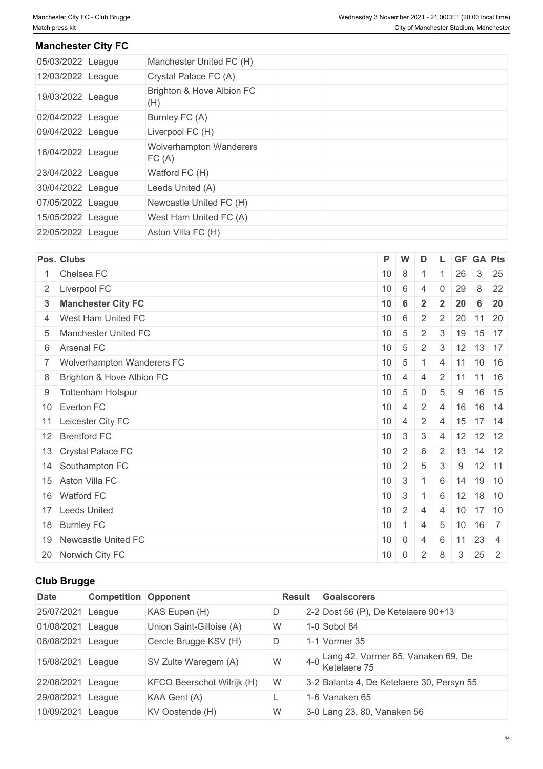## Manchester City FC

| | | | | |
|---|---|---|---|---|
| 05/03/2022 | League | Manchester United FC (H) | | |
| 12/03/2022 | League | Crystal Palace FC (A) | | |
| 19/03/2022 | League | Brighton & Hove Albion FC (H) | | |
| 02/04/2022 | League | Burnley FC (A) | | |
| 09/04/2022 | League | Liverpool FC (H) | | |
| 16/04/2022 | League | Wolverhampton Wanderers FC (A) | | |
| 23/04/2022 | League | Watford FC (H) | | |
| 30/04/2022 | League | Leeds United (A) | | |
| 07/05/2022 | League | Newcastle United FC (H) | | |
| 15/05/2022 | League | West Ham United FC (A) | | |
| 22/05/2022 | League | Aston Villa FC (H) | | |

| Pos. | Clubs | P | W | D | L | GF | GA | Pts |
|---|---|---|---|---|---|---|---|---|
| 1 | Chelsea FC | 10 | 8 | 1 | 1 | 26 | 3 | 25 |
| 2 | Liverpool FC | 10 | 6 | 4 | 0 | 29 | 8 | 22 |
| **3** | **Manchester City FC** | **10** | **6** | **2** | **2** | **20** | **6** | **20** |
| 4 | West Ham United FC | 10 | 6 | 2 | 2 | 20 | 11 | 20 |
| 5 | Manchester United FC | 10 | 5 | 2 | 3 | 19 | 15 | 17 |
| 6 | Arsenal FC | 10 | 5 | 2 | 3 | 12 | 13 | 17 |
| 7 | Wolverhampton Wanderers FC | 10 | 5 | 1 | 4 | 11 | 10 | 16 |
| 8 | Brighton & Hove Albion FC | 10 | 4 | 4 | 2 | 11 | 11 | 16 |
| 9 | Tottenham Hotspur | 10 | 5 | 0 | 5 | 9 | 16 | 15 |
| 10 | Everton FC | 10 | 4 | 2 | 4 | 16 | 16 | 14 |
| 11 | Leicester City FC | 10 | 4 | 2 | 4 | 15 | 17 | 14 |
| 12 | Brentford FC | 10 | 3 | 3 | 4 | 12 | 12 | 12 |
| 13 | Crystal Palace FC | 10 | 2 | 6 | 2 | 13 | 14 | 12 |
| 14 | Southampton FC | 10 | 2 | 5 | 3 | 9 | 12 | 11 |
| 15 | Aston Villa FC | 10 | 3 | 1 | 6 | 14 | 19 | 10 |
| 16 | Watford FC | 10 | 3 | 1 | 6 | 12 | 18 | 10 |
| 17 | Leeds United | 10 | 2 | 4 | 4 | 10 | 17 | 10 |
| 18 | Burnley FC | 10 | 1 | 4 | 5 | 10 | 16 | 7 |
| 19 | Newcastle United FC | 10 | 0 | 4 | 6 | 11 | 23 | 4 |
| 20 | Norwich City FC | 10 | 0 | 2 | 8 | 3 | 25 | 2 |

## Club Brugge

| Date | Competition | Opponent | Result | | Goalscorers |
|---|---|---|---|---|---|
| 25/07/2021 | League | KAS Eupen (H) | D | 2-2 | Dost 56 (P), De Ketelaere 90+13 |
| 01/08/2021 | League | Union Saint-Gilloise (A) | W | 1-0 | Sobol 84 |
| 06/08/2021 | League | Cercle Brugge KSV (H) | D | 1-1 | Vormer 35 |
| 15/08/2021 | League | SV Zulte Waregem (A) | W | 4-0 | Lang 42, Vormer 65, Vanaken 69, De Ketelaere 75 |
| 22/08/2021 | League | KFCO Beerschot Wilrijk (H) | W | 3-2 | Balanta 4, De Ketelaere 30, Persyn 55 |
| 29/08/2021 | League | KAA Gent (A) | L | 1-6 | Vanaken 65 |
| 10/09/2021 | League | KV Oostende (H) | W | 3-0 | Lang 23, 80, Vanaken 56 |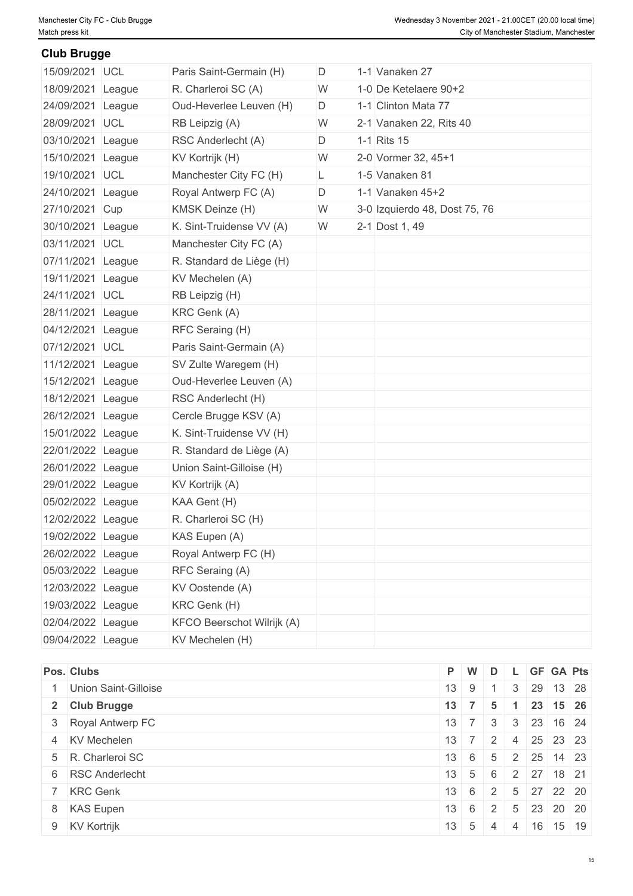## Club Brugge

| | | | | |
|---|---|---|---|---|
| 15/09/2021 | UCL | Paris Saint-Germain (H) | D | 1-1 Vanaken 27 |
| 18/09/2021 | League | R. Charleroi SC (A) | W | 1-0 De Ketelaere 90+2 |
| 24/09/2021 | League | Oud-Heverlee Leuven (H) | D | 1-1 Clinton Mata 77 |
| 28/09/2021 | UCL | RB Leipzig (A) | W | 2-1 Vanaken 22, Rits 40 |
| 03/10/2021 | League | RSC Anderlecht (A) | D | 1-1 Rits 15 |
| 15/10/2021 | League | KV Kortrijk (H) | W | 2-0 Vormer 32, 45+1 |
| 19/10/2021 | UCL | Manchester City FC (H) | L | 1-5 Vanaken 81 |
| 24/10/2021 | League | Royal Antwerp FC (A) | D | 1-1 Vanaken 45+2 |
| 27/10/2021 | Cup | KMSK Deinze (H) | W | 3-0 Izquierdo 48, Dost 75, 76 |
| 30/10/2021 | League | K. Sint-Truidense VV (A) | W | 2-1 Dost 1, 49 |
| 03/11/2021 | UCL | Manchester City FC (A) | | |
| 07/11/2021 | League | R. Standard de Liège (H) | | |
| 19/11/2021 | League | KV Mechelen (A) | | |
| 24/11/2021 | UCL | RB Leipzig (H) | | |
| 28/11/2021 | League | KRC Genk (A) | | |
| 04/12/2021 | League | RFC Seraing (H) | | |
| 07/12/2021 | UCL | Paris Saint-Germain (A) | | |
| 11/12/2021 | League | SV Zulte Waregem (H) | | |
| 15/12/2021 | League | Oud-Heverlee Leuven (A) | | |
| 18/12/2021 | League | RSC Anderlecht (H) | | |
| 26/12/2021 | League | Cercle Brugge KSV (A) | | |
| 15/01/2022 | League | K. Sint-Truidense VV (H) | | |
| 22/01/2022 | League | R. Standard de Liège (A) | | |
| 26/01/2022 | League | Union Saint-Gilloise (H) | | |
| 29/01/2022 | League | KV Kortrijk (A) | | |
| 05/02/2022 | League | KAA Gent (H) | | |
| 12/02/2022 | League | R. Charleroi SC (H) | | |
| 19/02/2022 | League | KAS Eupen (A) | | |
| 26/02/2022 | League | Royal Antwerp FC (H) | | |
| 05/03/2022 | League | RFC Seraing (A) | | |
| 12/03/2022 | League | KV Oostende (A) | | |
| 19/03/2022 | League | KRC Genk (H) | | |
| 02/04/2022 | League | KFCO Beerschot Wilrijk (A) | | |
| 09/04/2022 | League | KV Mechelen (H) | | |

| Pos. | Clubs | P | W | D | L | GF | GA | Pts |
|---|---|---|---|---|---|---|---|---|
| 1 | Union Saint-Gilloise | 13 | 9 | 1 | 3 | 29 | 13 | 28 |
| **2** | **Club Brugge** | **13** | **7** | **5** | **1** | **23** | **15** | **26** |
| 3 | Royal Antwerp FC | 13 | 7 | 3 | 3 | 23 | 16 | 24 |
| 4 | KV Mechelen | 13 | 7 | 2 | 4 | 25 | 23 | 23 |
| 5 | R. Charleroi SC | 13 | 6 | 5 | 2 | 25 | 14 | 23 |
| 6 | RSC Anderlecht | 13 | 5 | 6 | 2 | 27 | 18 | 21 |
| 7 | KRC Genk | 13 | 6 | 2 | 5 | 27 | 22 | 20 |
| 8 | KAS Eupen | 13 | 6 | 2 | 5 | 23 | 20 | 20 |
| 9 | KV Kortrijk | 13 | 5 | 4 | 4 | 16 | 15 | 19 |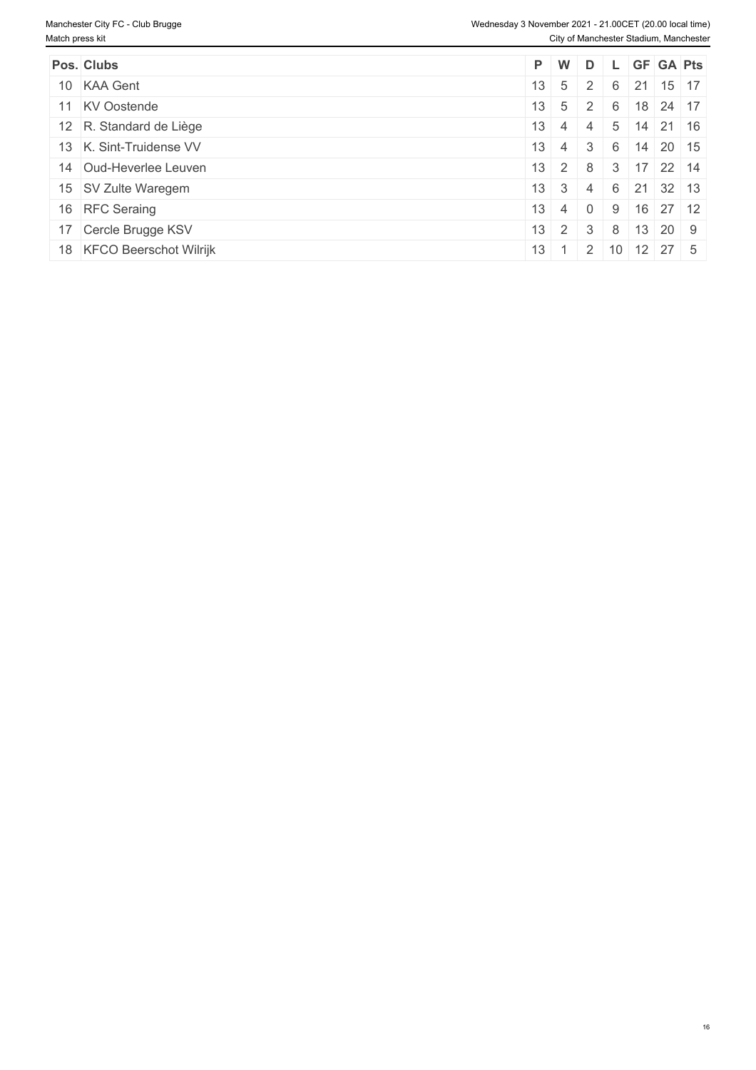| Pos. | Clubs | P | W | D | L | GF | GA | Pts |
| --- | --- | --- | --- | --- | --- | --- | --- | --- |
| 10 | KAA Gent | 13 | 5 | 2 | 6 | 21 | 15 | 17 |
| 11 | KV Oostende | 13 | 5 | 2 | 6 | 18 | 24 | 17 |
| 12 | R. Standard de Liège | 13 | 4 | 4 | 5 | 14 | 21 | 16 |
| 13 | K. Sint-Truidense VV | 13 | 4 | 3 | 6 | 14 | 20 | 15 |
| 14 | Oud-Heverlee Leuven | 13 | 2 | 8 | 3 | 17 | 22 | 14 |
| 15 | SV Zulte Waregem | 13 | 3 | 4 | 6 | 21 | 32 | 13 |
| 16 | RFC Seraing | 13 | 4 | 0 | 9 | 16 | 27 | 12 |
| 17 | Cercle Brugge KSV | 13 | 2 | 3 | 8 | 13 | 20 | 9 |
| 18 | KFCO Beerschot Wilrijk | 13 | 1 | 2 | 10 | 12 | 27 | 5 |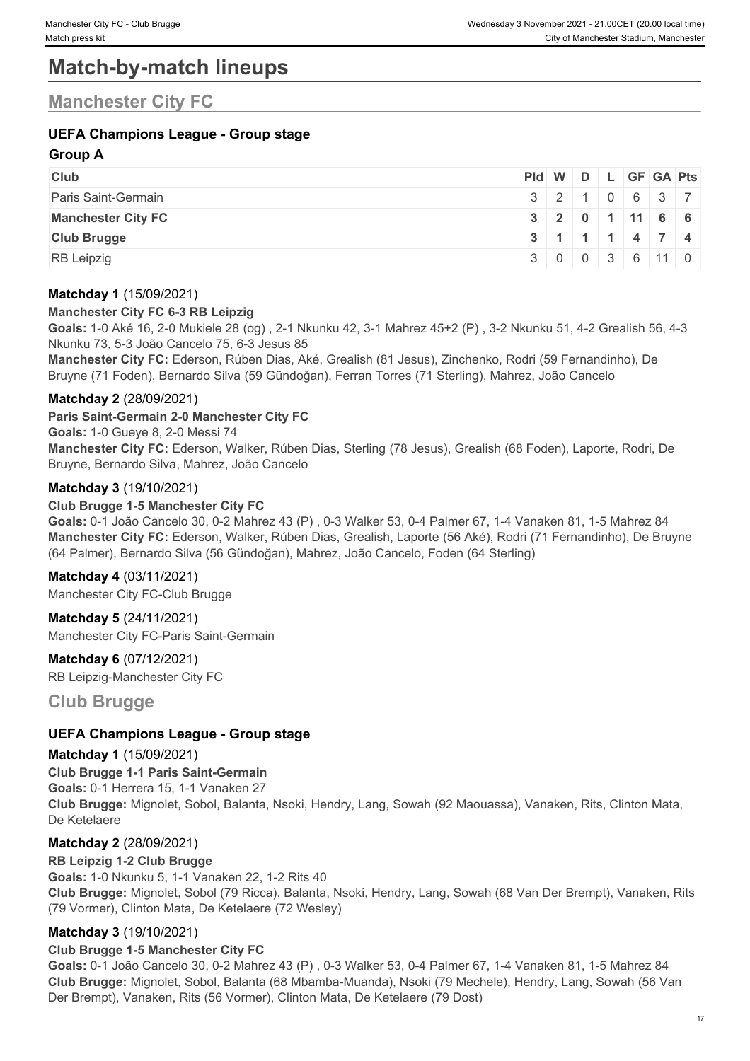# Match-by-match lineups

## Manchester City FC

### UEFA Champions League - Group stage

**Group A**

| Club | Pld | W | D | L | GF | GA | Pts |
|---|---|---|---|---|---|---|---|
| Paris Saint-Germain | 3 | 2 | 1 | 0 | 6 | 3 | 7 |
| **Manchester City FC** | **3** | **2** | **0** | **1** | **11** | **6** | **6** |
| **Club Brugge** | **3** | **1** | **1** | **1** | **4** | **7** | **4** |
| RB Leipzig | 3 | 0 | 0 | 3 | 6 | 11 | 0 |

**Matchday 1** (15/09/2021)

**Manchester City FC 6-3 RB Leipzig**

**Goals:** 1-0 Aké 16, 2-0 Mukiele 28 (og) , 2-1 Nkunku 42, 3-1 Mahrez 45+2 (P) , 3-2 Nkunku 51, 4-2 Grealish 56, 4-3 Nkunku 73, 5-3 João Cancelo 75, 6-3 Jesus 85

**Manchester City FC:** Ederson, Rúben Dias, Aké, Grealish (81 Jesus), Zinchenko, Rodri (59 Fernandinho), De Bruyne (71 Foden), Bernardo Silva (59 Gündoğan), Ferran Torres (71 Sterling), Mahrez, João Cancelo

**Matchday 2** (28/09/2021)

**Paris Saint-Germain 2-0 Manchester City FC**

**Goals:** 1-0 Gueye 8, 2-0 Messi 74

**Manchester City FC:** Ederson, Walker, Rúben Dias, Sterling (78 Jesus), Grealish (68 Foden), Laporte, Rodri, De Bruyne, Bernardo Silva, Mahrez, João Cancelo

**Matchday 3** (19/10/2021)

**Club Brugge 1-5 Manchester City FC**

**Goals:** 0-1 João Cancelo 30, 0-2 Mahrez 43 (P) , 0-3 Walker 53, 0-4 Palmer 67, 1-4 Vanaken 81, 1-5 Mahrez 84

**Manchester City FC:** Ederson, Walker, Rúben Dias, Grealish, Laporte (56 Aké), Rodri (71 Fernandinho), De Bruyne (64 Palmer), Bernardo Silva (56 Gündoğan), Mahrez, João Cancelo, Foden (64 Sterling)

**Matchday 4** (03/11/2021)

Manchester City FC-Club Brugge

**Matchday 5** (24/11/2021)

Manchester City FC-Paris Saint-Germain

**Matchday 6** (07/12/2021)

RB Leipzig-Manchester City FC

## Club Brugge

### UEFA Champions League - Group stage

**Matchday 1** (15/09/2021)

**Club Brugge 1-1 Paris Saint-Germain**

**Goals:** 0-1 Herrera 15, 1-1 Vanaken 27

**Club Brugge:** Mignolet, Sobol, Balanta, Nsoki, Hendry, Lang, Sowah (92 Maouassa), Vanaken, Rits, Clinton Mata, De Ketelaere

**Matchday 2** (28/09/2021)

**RB Leipzig 1-2 Club Brugge**

**Goals:** 1-0 Nkunku 5, 1-1 Vanaken 22, 1-2 Rits 40

**Club Brugge:** Mignolet, Sobol (79 Ricca), Balanta, Nsoki, Hendry, Lang, Sowah (68 Van Der Brempt), Vanaken, Rits (79 Vormer), Clinton Mata, De Ketelaere (72 Wesley)

**Matchday 3** (19/10/2021)

**Club Brugge 1-5 Manchester City FC**

**Goals:** 0-1 João Cancelo 30, 0-2 Mahrez 43 (P) , 0-3 Walker 53, 0-4 Palmer 67, 1-4 Vanaken 81, 1-5 Mahrez 84

**Club Brugge:** Mignolet, Sobol, Balanta (68 Mbamba-Muanda), Nsoki (79 Mechele), Hendry, Lang, Sowah (56 Van Der Brempt), Vanaken, Rits (56 Vormer), Clinton Mata, De Ketelaere (79 Dost)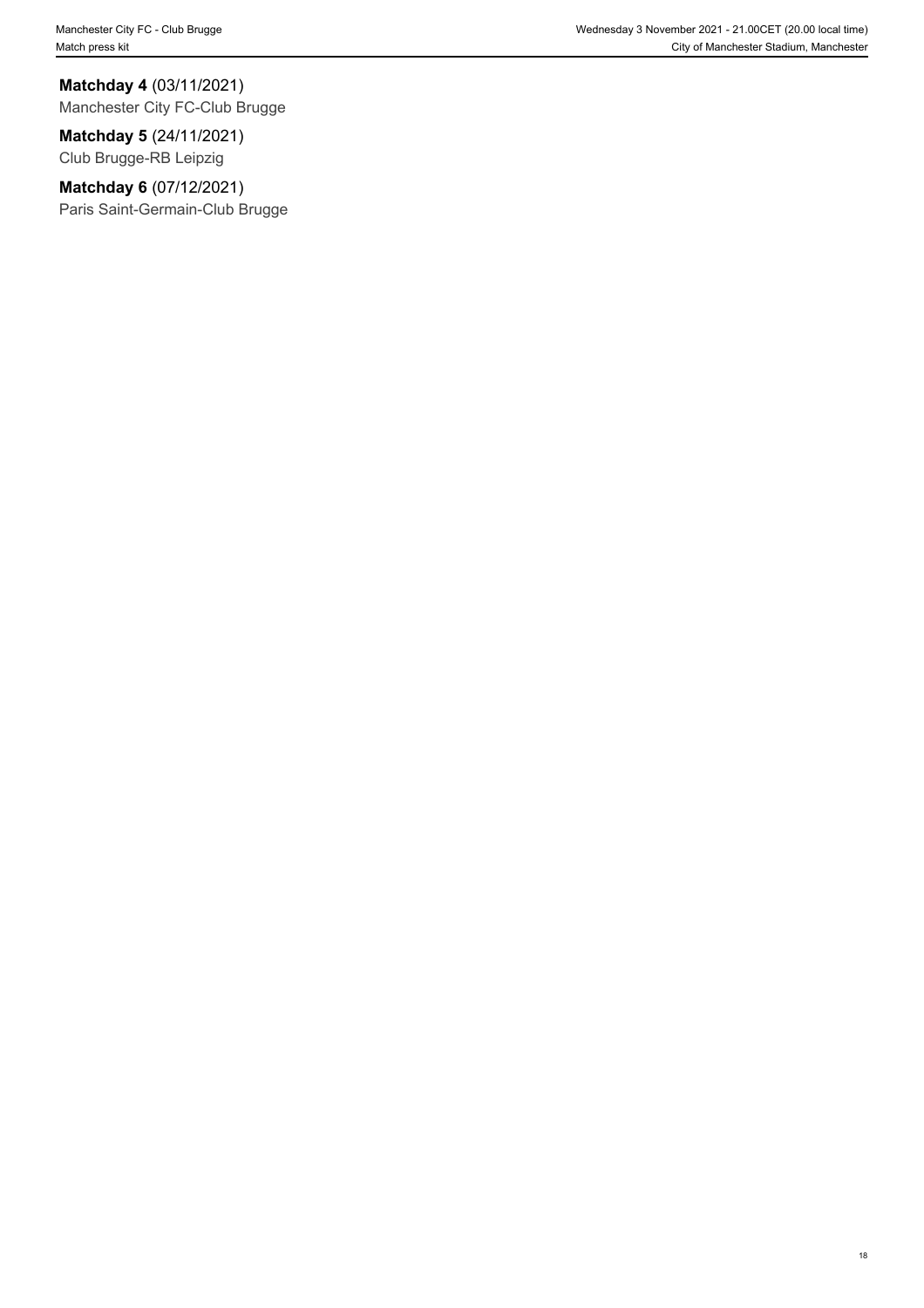**Matchday 4** (03/11/2021)
Manchester City FC-Club Brugge

**Matchday 5** (24/11/2021)
Club Brugge-RB Leipzig

**Matchday 6** (07/12/2021)
Paris Saint-Germain-Club Brugge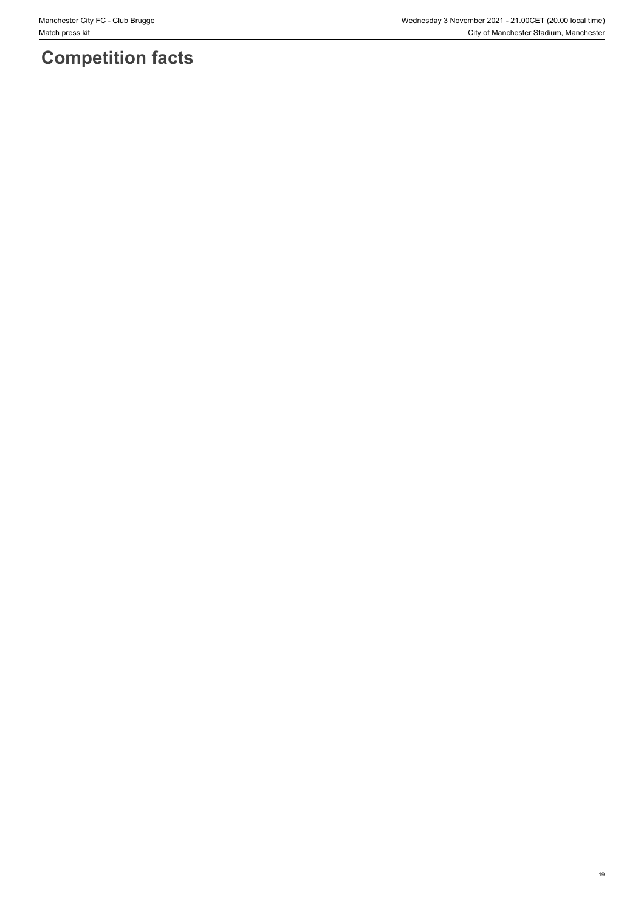# Competition facts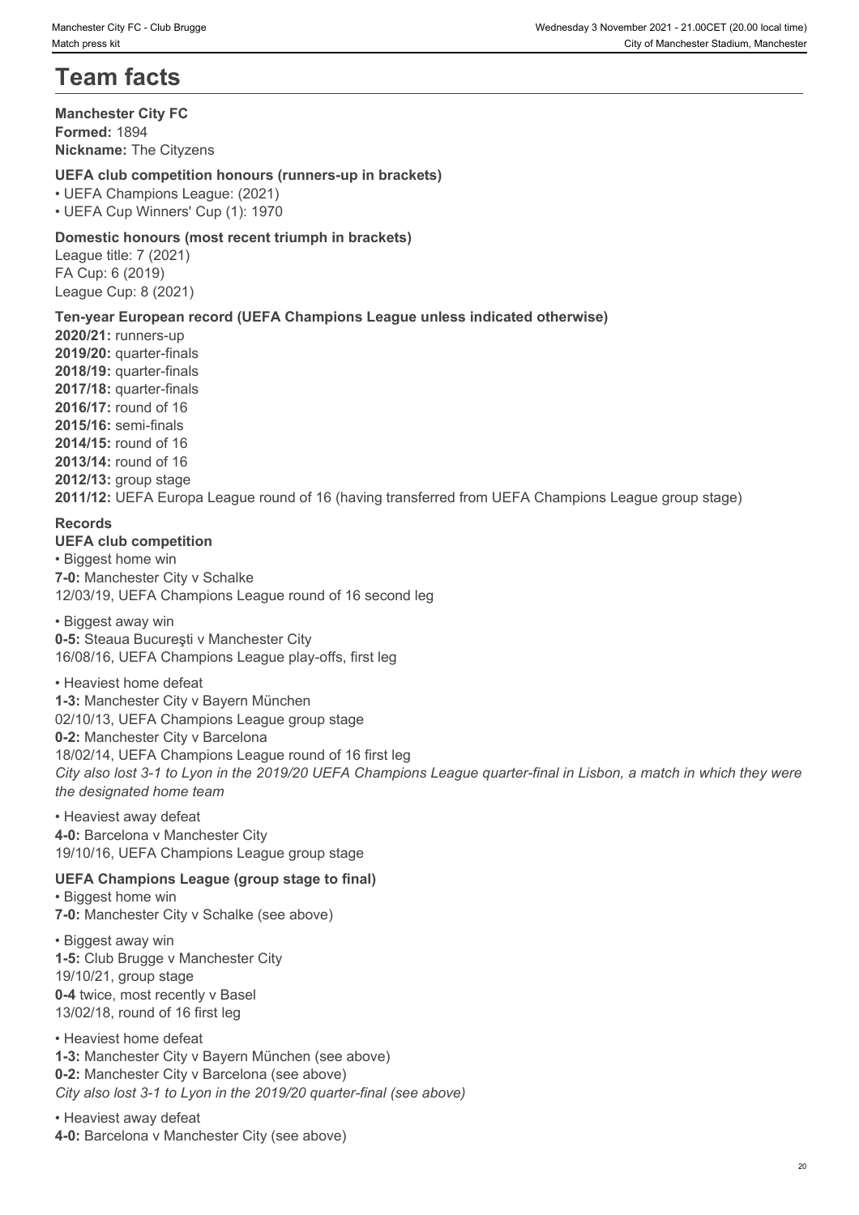# Team facts

**Manchester City FC**
**Formed:** 1894
**Nickname:** The Cityzens

**UEFA club competition honours (runners-up in brackets)**
- UEFA Champions League: (2021)
- UEFA Cup Winners' Cup (1): 1970

**Domestic honours (most recent triumph in brackets)**
League title: 7 (2021)
FA Cup: 6 (2019)
League Cup: 8 (2021)

**Ten-year European record (UEFA Champions League unless indicated otherwise)**
**2020/21:** runners-up
**2019/20:** quarter-finals
**2018/19:** quarter-finals
**2017/18:** quarter-finals
**2016/17:** round of 16
**2015/16:** semi-finals
**2014/15:** round of 16
**2013/14:** round of 16
**2012/13:** group stage
**2011/12:** UEFA Europa League round of 16 (having transferred from UEFA Champions League group stage)

**Records**
**UEFA club competition**
- Biggest home win

**7-0:** Manchester City v Schalke
12/03/19, UEFA Champions League round of 16 second leg

- Biggest away win

**0-5:** Steaua Bucureşti v Manchester City
16/08/16, UEFA Champions League play-offs, first leg

- Heaviest home defeat

**1-3:** Manchester City v Bayern München
02/10/13, UEFA Champions League group stage
**0-2:** Manchester City v Barcelona
18/02/14, UEFA Champions League round of 16 first leg
*City also lost 3-1 to Lyon in the 2019/20 UEFA Champions League quarter-final in Lisbon, a match in which they were the designated home team*

- Heaviest away defeat

**4-0:** Barcelona v Manchester City
19/10/16, UEFA Champions League group stage

**UEFA Champions League (group stage to final)**
- Biggest home win

**7-0:** Manchester City v Schalke (see above)

- Biggest away win

**1-5:** Club Brugge v Manchester City
19/10/21, group stage
**0-4** twice, most recently v Basel
13/02/18, round of 16 first leg

- Heaviest home defeat

**1-3:** Manchester City v Bayern München (see above)
**0-2:** Manchester City v Barcelona (see above)
*City also lost 3-1 to Lyon in the 2019/20 quarter-final (see above)*

- Heaviest away defeat

**4-0:** Barcelona v Manchester City (see above)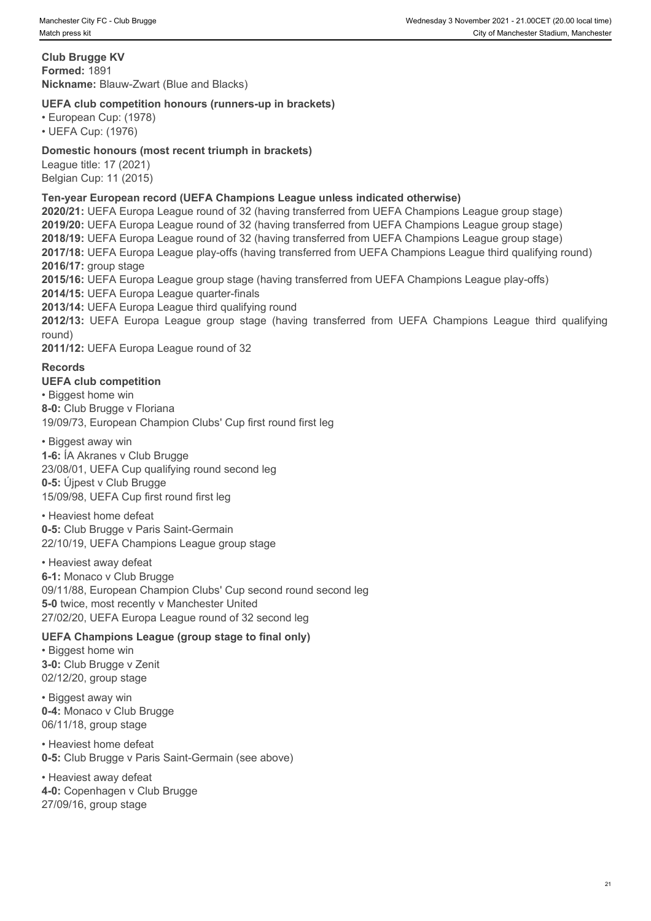## Club Brugge KV

**Formed:** 1891
**Nickname:** Blauw-Zwart (Blue and Blacks)

### UEFA club competition honours (runners-up in brackets)

- European Cup: (1978)
- UEFA Cup: (1976)

### Domestic honours (most recent triumph in brackets)

League title: 17 (2021)
Belgian Cup: 11 (2015)

### Ten-year European record (UEFA Champions League unless indicated otherwise)

**2020/21:** UEFA Europa League round of 32 (having transferred from UEFA Champions League group stage)
**2019/20:** UEFA Europa League round of 32 (having transferred from UEFA Champions League group stage)
**2018/19:** UEFA Europa League round of 32 (having transferred from UEFA Champions League group stage)
**2017/18:** UEFA Europa League play-offs (having transferred from UEFA Champions League third qualifying round)
**2016/17:** group stage
**2015/16:** UEFA Europa League group stage (having transferred from UEFA Champions League play-offs)
**2014/15:** UEFA Europa League quarter-finals
**2013/14:** UEFA Europa League third qualifying round
**2012/13:** UEFA Europa League group stage (having transferred from UEFA Champions League third qualifying round)
**2011/12:** UEFA Europa League round of 32

### Records

#### UEFA club competition

- Biggest home win

**8-0:** Club Brugge v Floriana
19/09/73, European Champion Clubs' Cup first round first leg

- Biggest away win

**1-6:** ÍA Akranes v Club Brugge
23/08/01, UEFA Cup qualifying round second leg
**0-5:** Újpest v Club Brugge
15/09/98, UEFA Cup first round first leg

- Heaviest home defeat

**0-5:** Club Brugge v Paris Saint-Germain
22/10/19, UEFA Champions League group stage

- Heaviest away defeat

**6-1:** Monaco v Club Brugge
09/11/88, European Champion Clubs' Cup second round second leg
**5-0** twice, most recently v Manchester United
27/02/20, UEFA Europa League round of 32 second leg

#### UEFA Champions League (group stage to final only)

- Biggest home win

**3-0:** Club Brugge v Zenit
02/12/20, group stage

- Biggest away win

**0-4:** Monaco v Club Brugge
06/11/18, group stage

- Heaviest home defeat

**0-5:** Club Brugge v Paris Saint-Germain (see above)

- Heaviest away defeat

**4-0:** Copenhagen v Club Brugge
27/09/16, group stage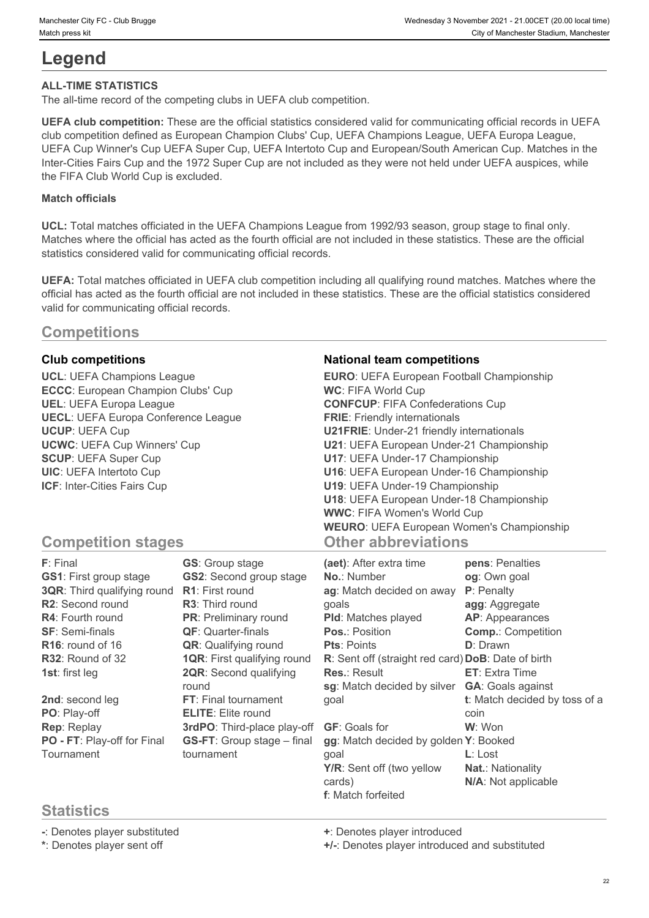# Legend

**ALL-TIME STATISTICS**

The all-time record of the competing clubs in UEFA club competition.

**UEFA club competition:** These are the official statistics considered valid for communicating official records in UEFA club competition defined as European Champion Clubs' Cup, UEFA Champions League, UEFA Europa League, UEFA Cup Winner's Cup UEFA Super Cup, UEFA Intertoto Cup and European/South American Cup. Matches in the Inter-Cities Fairs Cup and the 1972 Super Cup are not included as they were not held under UEFA auspices, while the FIFA Club World Cup is excluded.

**Match officials**

**UCL:** Total matches officiated in the UEFA Champions League from 1992/93 season, group stage to final only. Matches where the official has acted as the fourth official are not included in these statistics. These are the official statistics considered valid for communicating official records.

**UEFA:** Total matches officiated in UEFA club competition including all qualifying round matches. Matches where the official has acted as the fourth official are not included in these statistics. These are the official statistics considered valid for communicating official records.

## Competitions

### Club competitions

**UCL**: UEFA Champions League
**ECCC**: European Champion Clubs' Cup
**UEL**: UEFA Europa League
**UECL**: UEFA Europa Conference League
**UCUP**: UEFA Cup
**UCWC**: UEFA Cup Winners' Cup
**SCUP**: UEFA Super Cup
**UIC**: UEFA Intertoto Cup
**ICF**: Inter-Cities Fairs Cup

### National team competitions

**EURO**: UEFA European Football Championship
**WC**: FIFA World Cup
**CONFCUP**: FIFA Confederations Cup
**FRIE**: Friendly internationals
**U21FRIE**: Under-21 friendly internationals
**U21**: UEFA European Under-21 Championship
**U17**: UEFA Under-17 Championship
**U16**: UEFA European Under-16 Championship
**U19**: UEFA Under-19 Championship
**U18**: UEFA European Under-18 Championship
**WWC**: FIFA Women's World Cup
**WEURO**: UEFA European Women's Championship

## Competition stages

**F**: Final
**GS1**: First group stage
**3QR**: Third qualifying round
**R2**: Second round
**R4**: Fourth round
**SF**: Semi-finals
**R16**: round of 16
**R32**: Round of 32
**1st**: first leg
**2nd**: second leg
**PO**: Play-off
**Rep**: Replay
**PO - FT**: Play-off for Final Tournament
**GS**: Group stage
**GS2**: Second group stage
**R1**: First round
**R3**: Third round
**PR**: Preliminary round
**QF**: Quarter-finals
**QR**: Qualifying round
**1QR**: First qualifying round
**2QR**: Second qualifying round
**FT**: Final tournament
**ELITE**: Elite round
**3rdPO**: Third-place play-off
**GS-FT**: Group stage – final tournament

## Other abbreviations

**(aet)**: After extra time
**No.**: Number
**ag**: Match decided on away goals
**Pld**: Matches played
**Pos.**: Position
**Pts**: Points
**R**: Sent off (straight red card)
**Res.**: Result
**sg**: Match decided by silver goal
**GF**: Goals for
**gg**: Match decided by golden goal
**Y/R**: Sent off (two yellow cards)
**f**: Match forfeited
**pens**: Penalties
**og**: Own goal
**P**: Penalty
**agg**: Aggregate
**AP**: Appearances
**Comp.**: Competition
**D**: Drawn
**DoB**: Date of birth
**ET**: Extra Time
**GA**: Goals against
**t**: Match decided by toss of a coin
**W**: Won
**Y**: Booked
**L**: Lost
**Nat.**: Nationality
**N/A**: Not applicable

## Statistics

**-**: Denotes player substituted
**\***: Denotes player sent off
**+**: Denotes player introduced
**+/-**: Denotes player introduced and substituted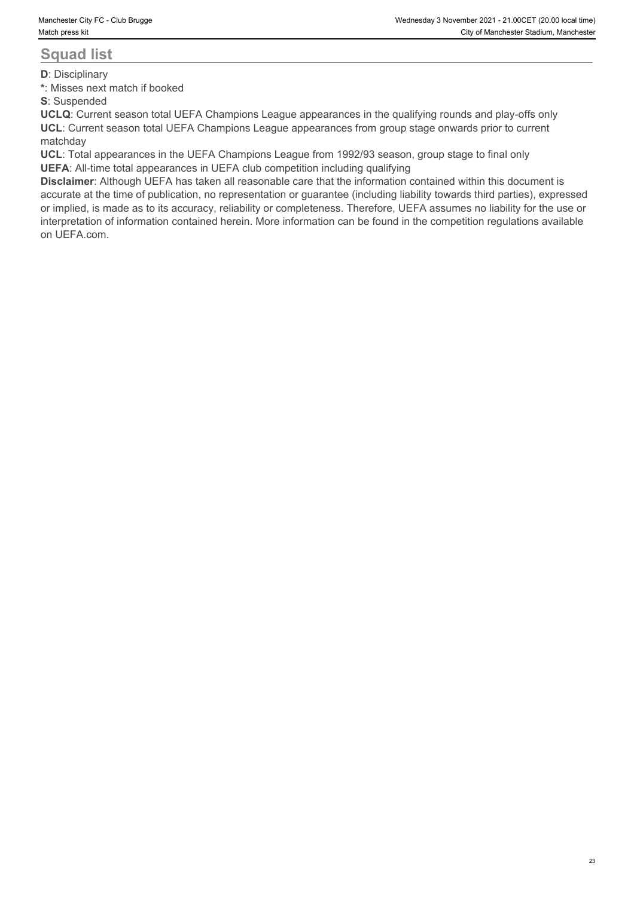## Squad list

**D**: Disciplinary

*: Misses next match if booked

**S**: Suspended

**UCLQ**: Current season total UEFA Champions League appearances in the qualifying rounds and play-offs only

**UCL**: Current season total UEFA Champions League appearances from group stage onwards prior to current matchday

**UCL**: Total appearances in the UEFA Champions League from 1992/93 season, group stage to final only

**UEFA**: All-time total appearances in UEFA club competition including qualifying

**Disclaimer**: Although UEFA has taken all reasonable care that the information contained within this document is accurate at the time of publication, no representation or guarantee (including liability towards third parties), expressed or implied, is made as to its accuracy, reliability or completeness. Therefore, UEFA assumes no liability for the use or interpretation of information contained herein. More information can be found in the competition regulations available on UEFA.com.